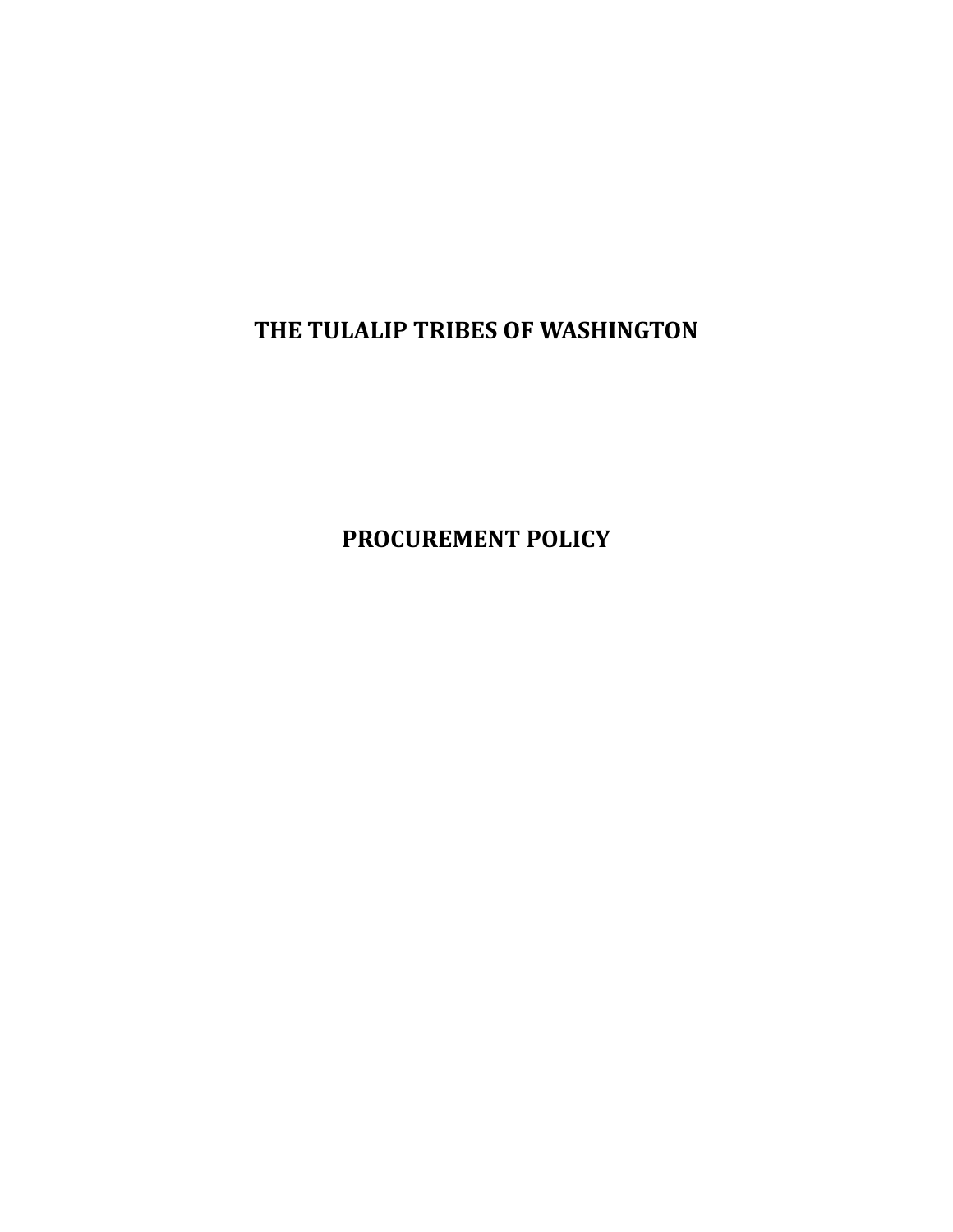# THE TULALIP TRIBES OF WASHINGTON

# PROCUREMENT POLICY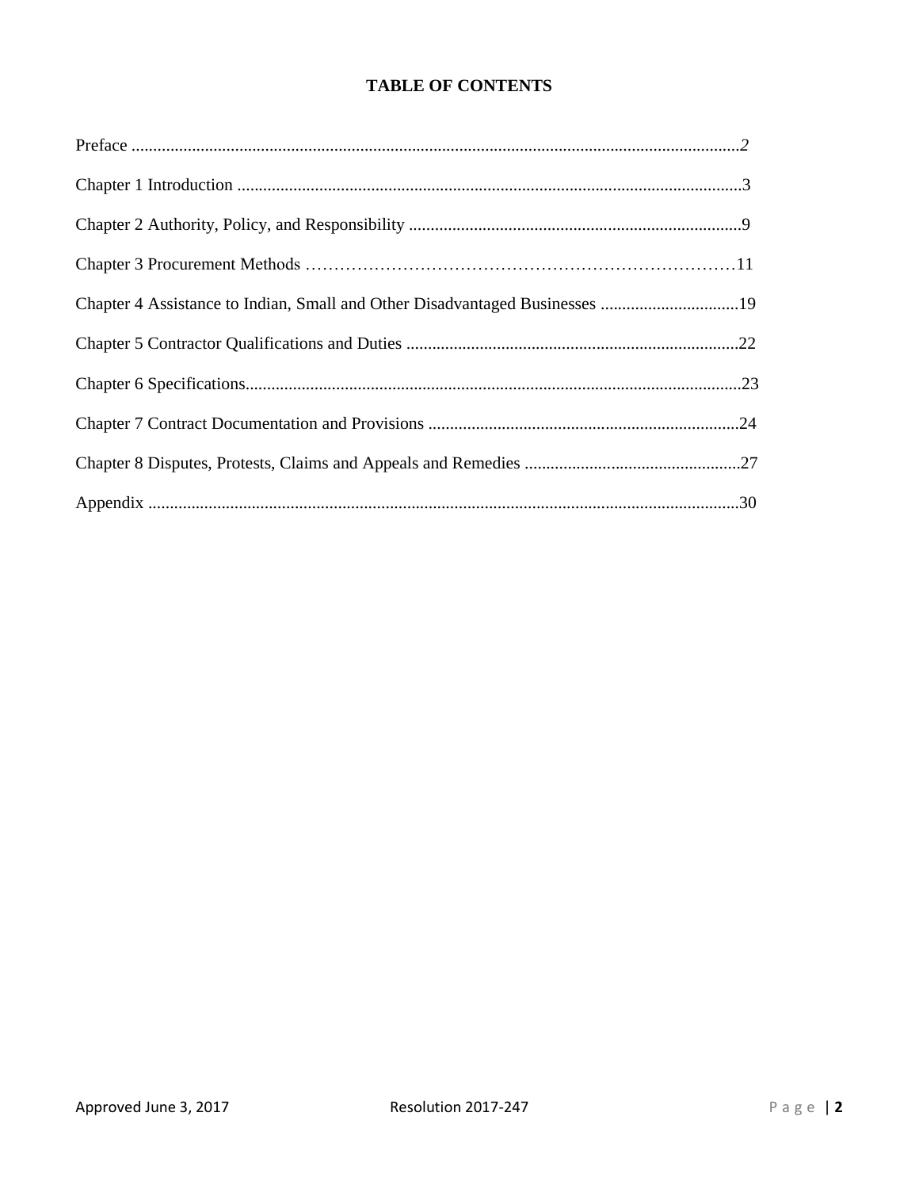# TABLE OF CONTENTS

Preface ............................................................................................................................................*2*

Chapter 1 Introduction .....................................................................................................................3

Chapter 2 Authority, Policy, and Responsibility .............................................................................9

Chapter 3 Procurement Methods ……………………………………………………………………11

Chapter 4 Assistance to Indian, Small and Other Disadvantaged Businesses ................................19

Chapter 5 Contractor Qualifications and Duties .............................................................................22

Chapter 6 Specifications...................................................................................................................23

Chapter 7 Contract Documentation and Provisions ........................................................................24

Chapter 8 Disputes, Protests, Claims and Appeals and Remedies ..................................................27

Appendix .........................................................................................................................................30

Approved June 3, 2017 Resolution 2017-247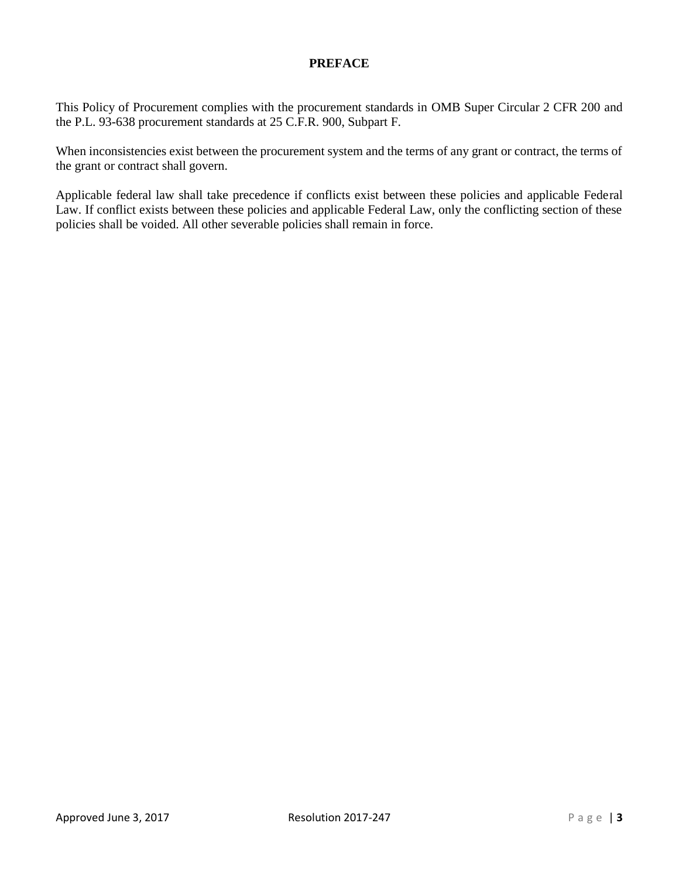# PREFACE

This Policy of Procurement complies with the procurement standards in OMB Super Circular 2 CFR 200 and the P.L. 93-638 procurement standards at 25 C.F.R. 900, Subpart F.

When inconsistencies exist between the procurement system and the terms of any grant or contract, the terms of the grant or contract shall govern.

Applicable federal law shall take precedence if conflicts exist between these policies and applicable Federal Law. If conflict exists between these policies and applicable Federal Law, only the conflicting section of these policies shall be voided. All other severable policies shall remain in force.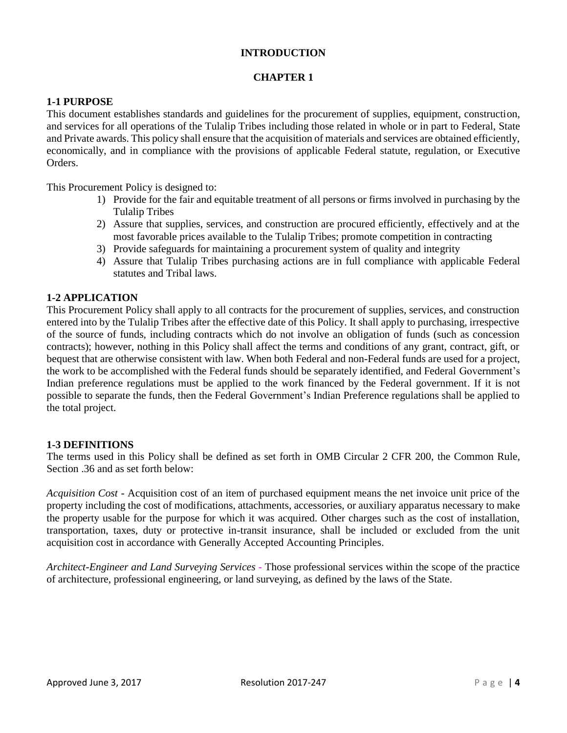# INTRODUCTION

## CHAPTER 1

### 1-1 PURPOSE

This document establishes standards and guidelines for the procurement of supplies, equipment, construction, and services for all operations of the Tulalip Tribes including those related in whole or in part to Federal, State and Private awards. This policy shall ensure that the acquisition of materials and services are obtained efficiently, economically, and in compliance with the provisions of applicable Federal statute, regulation, or Executive Orders.

This Procurement Policy is designed to:

1) Provide for the fair and equitable treatment of all persons or firms involved in purchasing by the Tulalip Tribes
2) Assure that supplies, services, and construction are procured efficiently, effectively and at the most favorable prices available to the Tulalip Tribes; promote competition in contracting
3) Provide safeguards for maintaining a procurement system of quality and integrity
4) Assure that Tulalip Tribes purchasing actions are in full compliance with applicable Federal statutes and Tribal laws.

### 1-2 APPLICATION

This Procurement Policy shall apply to all contracts for the procurement of supplies, services, and construction entered into by the Tulalip Tribes after the effective date of this Policy. It shall apply to purchasing, irrespective of the source of funds, including contracts which do not involve an obligation of funds (such as concession contracts); however, nothing in this Policy shall affect the terms and conditions of any grant, contract, gift, or bequest that are otherwise consistent with law. When both Federal and non-Federal funds are used for a project, the work to be accomplished with the Federal funds should be separately identified, and Federal Government's Indian preference regulations must be applied to the work financed by the Federal government. If it is not possible to separate the funds, then the Federal Government's Indian Preference regulations shall be applied to the total project.

### 1-3 DEFINITIONS

The terms used in this Policy shall be defined as set forth in OMB Circular 2 CFR 200, the Common Rule, Section .36 and as set forth below:

*Acquisition Cost* - Acquisition cost of an item of purchased equipment means the net invoice unit price of the property including the cost of modifications, attachments, accessories, or auxiliary apparatus necessary to make the property usable for the purpose for which it was acquired. Other charges such as the cost of installation, transportation, taxes, duty or protective in-transit insurance, shall be included or excluded from the unit acquisition cost in accordance with Generally Accepted Accounting Principles.

*Architect-Engineer and Land Surveying Services* - Those professional services within the scope of the practice of architecture, professional engineering, or land surveying, as defined by the laws of the State.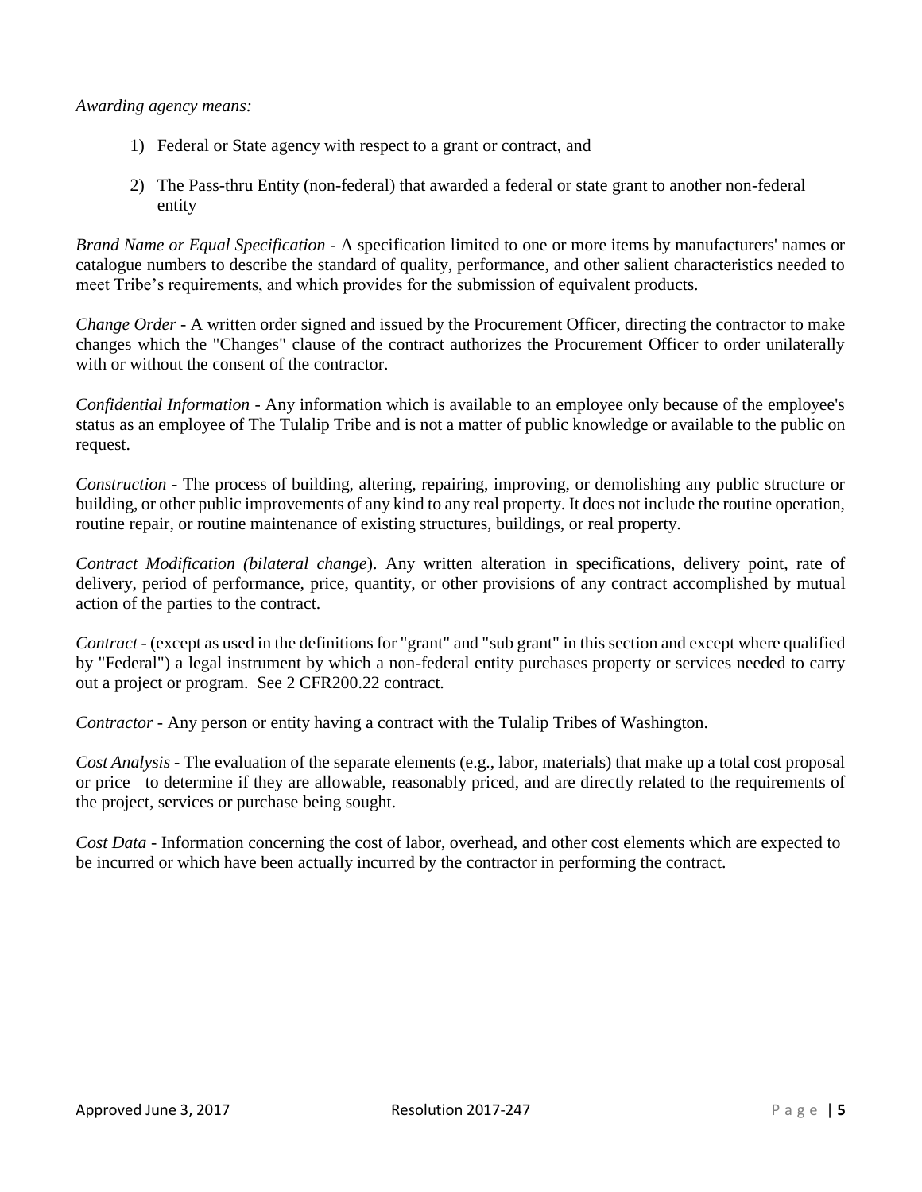*Awarding agency means:*

1) Federal or State agency with respect to a grant or contract, and

2) The Pass-thru Entity (non-federal) that awarded a federal or state grant to another non-federal entity

*Brand Name or Equal Specification* - A specification limited to one or more items by manufacturers' names or catalogue numbers to describe the standard of quality, performance, and other salient characteristics needed to meet Tribe's requirements, and which provides for the submission of equivalent products.

*Change Order* - A written order signed and issued by the Procurement Officer, directing the contractor to make changes which the "Changes" clause of the contract authorizes the Procurement Officer to order unilaterally with or without the consent of the contractor.

*Confidential Information* - Any information which is available to an employee only because of the employee's status as an employee of The Tulalip Tribe and is not a matter of public knowledge or available to the public on request.

*Construction* - The process of building, altering, repairing, improving, or demolishing any public structure or building, or other public improvements of any kind to any real property. It does not include the routine operation, routine repair, or routine maintenance of existing structures, buildings, or real property.

*Contract Modification (bilateral change*). Any written alteration in specifications, delivery point, rate of delivery, period of performance, price, quantity, or other provisions of any contract accomplished by mutual action of the parties to the contract.

*Contract* - (except as used in the definitions for "grant" and "sub grant" in this section and except where qualified by "Federal") a legal instrument by which a non-federal entity purchases property or services needed to carry out a project or program. See 2 CFR200.22 contract.

*Contractor* - Any person or entity having a contract with the Tulalip Tribes of Washington.

*Cost Analysis* - The evaluation of the separate elements (e.g., labor, materials) that make up a total cost proposal or price to determine if they are allowable, reasonably priced, and are directly related to the requirements of the project, services or purchase being sought.

*Cost Data* - Information concerning the cost of labor, overhead, and other cost elements which are expected to be incurred or which have been actually incurred by the contractor in performing the contract.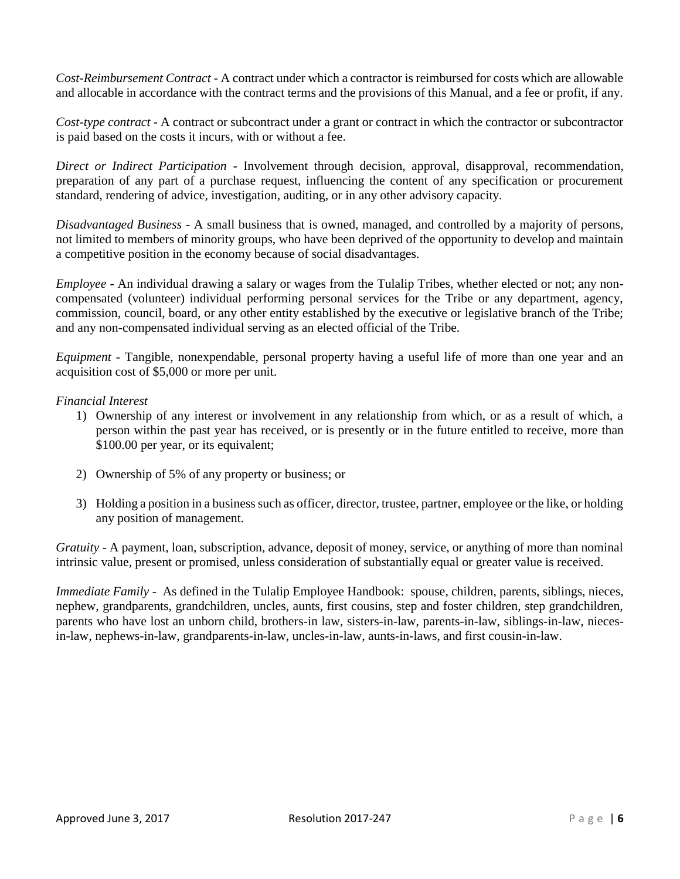*Cost-Reimbursement Contract* - A contract under which a contractor is reimbursed for costs which are allowable and allocable in accordance with the contract terms and the provisions of this Manual, and a fee or profit, if any.

*Cost-type contract* - A contract or subcontract under a grant or contract in which the contractor or subcontractor is paid based on the costs it incurs, with or without a fee.

*Direct or Indirect Participation* - Involvement through decision, approval, disapproval, recommendation, preparation of any part of a purchase request, influencing the content of any specification or procurement standard, rendering of advice, investigation, auditing, or in any other advisory capacity.

*Disadvantaged Business* - A small business that is owned, managed, and controlled by a majority of persons, not limited to members of minority groups, who have been deprived of the opportunity to develop and maintain a competitive position in the economy because of social disadvantages.

*Employee* - An individual drawing a salary or wages from the Tulalip Tribes, whether elected or not; any non-compensated (volunteer) individual performing personal services for the Tribe or any department, agency, commission, council, board, or any other entity established by the executive or legislative branch of the Tribe; and any non-compensated individual serving as an elected official of the Tribe.

*Equipment* - Tangible, nonexpendable, personal property having a useful life of more than one year and an acquisition cost of $5,000 or more per unit.

*Financial Interest*

1) Ownership of any interest or involvement in any relationship from which, or as a result of which, a person within the past year has received, or is presently or in the future entitled to receive, more than $100.00 per year, or its equivalent;

2) Ownership of 5% of any property or business; or

3) Holding a position in a business such as officer, director, trustee, partner, employee or the like, or holding any position of management.

*Gratuity* - A payment, loan, subscription, advance, deposit of money, service, or anything of more than nominal intrinsic value, present or promised, unless consideration of substantially equal or greater value is received.

*Immediate Family* - As defined in the Tulalip Employee Handbook: spouse, children, parents, siblings, nieces, nephew, grandparents, grandchildren, uncles, aunts, first cousins, step and foster children, step grandchildren, parents who have lost an unborn child, brothers-in law, sisters-in-law, parents-in-law, siblings-in-law, nieces-in-law, nephews-in-law, grandparents-in-law, uncles-in-law, aunts-in-laws, and first cousin-in-law.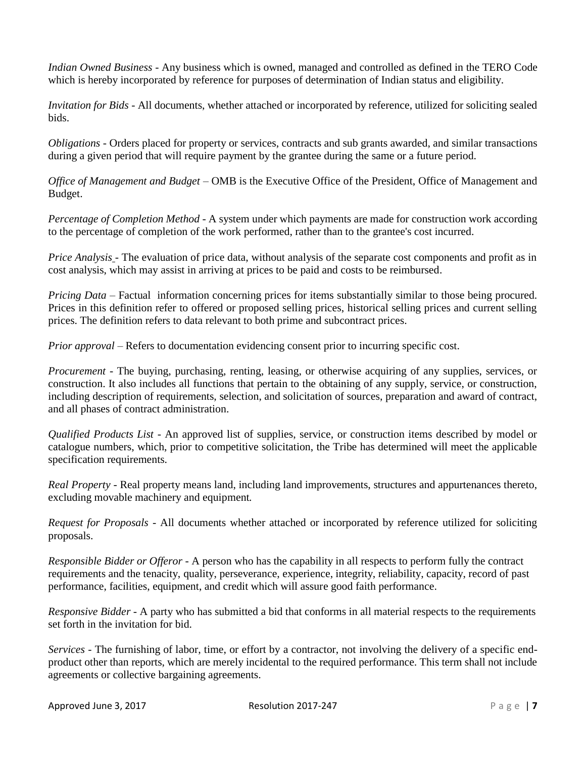*Indian Owned Business* - Any business which is owned, managed and controlled as defined in the TERO Code which is hereby incorporated by reference for purposes of determination of Indian status and eligibility.

*Invitation for Bids* - All documents, whether attached or incorporated by reference, utilized for soliciting sealed bids.

*Obligations* - Orders placed for property or services, contracts and sub grants awarded, and similar transactions during a given period that will require payment by the grantee during the same or a future period.

*Office of Management and Budget* – OMB is the Executive Office of the President, Office of Management and Budget.

*Percentage of Completion Method* - A system under which payments are made for construction work according to the percentage of completion of the work performed, rather than to the grantee's cost incurred.

*Price Analysis* - The evaluation of price data, without analysis of the separate cost components and profit as in cost analysis, which may assist in arriving at prices to be paid and costs to be reimbursed.

*Pricing Data* – Factual information concerning prices for items substantially similar to those being procured. Prices in this definition refer to offered or proposed selling prices, historical selling prices and current selling prices. The definition refers to data relevant to both prime and subcontract prices.

*Prior approval* – Refers to documentation evidencing consent prior to incurring specific cost.

*Procurement* - The buying, purchasing, renting, leasing, or otherwise acquiring of any supplies, services, or construction. It also includes all functions that pertain to the obtaining of any supply, service, or construction, including description of requirements, selection, and solicitation of sources, preparation and award of contract, and all phases of contract administration.

*Qualified Products List* - An approved list of supplies, service, or construction items described by model or catalogue numbers, which, prior to competitive solicitation, the Tribe has determined will meet the applicable specification requirements.

*Real Property* - Real property means land, including land improvements, structures and appurtenances thereto, excluding movable machinery and equipment.

*Request for Proposals* - All documents whether attached or incorporated by reference utilized for soliciting proposals.

*Responsible Bidder or Offeror* - A person who has the capability in all respects to perform fully the contract requirements and the tenacity, quality, perseverance, experience, integrity, reliability, capacity, record of past performance, facilities, equipment, and credit which will assure good faith performance.

*Responsive Bidder* - A party who has submitted a bid that conforms in all material respects to the requirements set forth in the invitation for bid.

*Services* - The furnishing of labor, time, or effort by a contractor, not involving the delivery of a specific end-product other than reports, which are merely incidental to the required performance. This term shall not include agreements or collective bargaining agreements.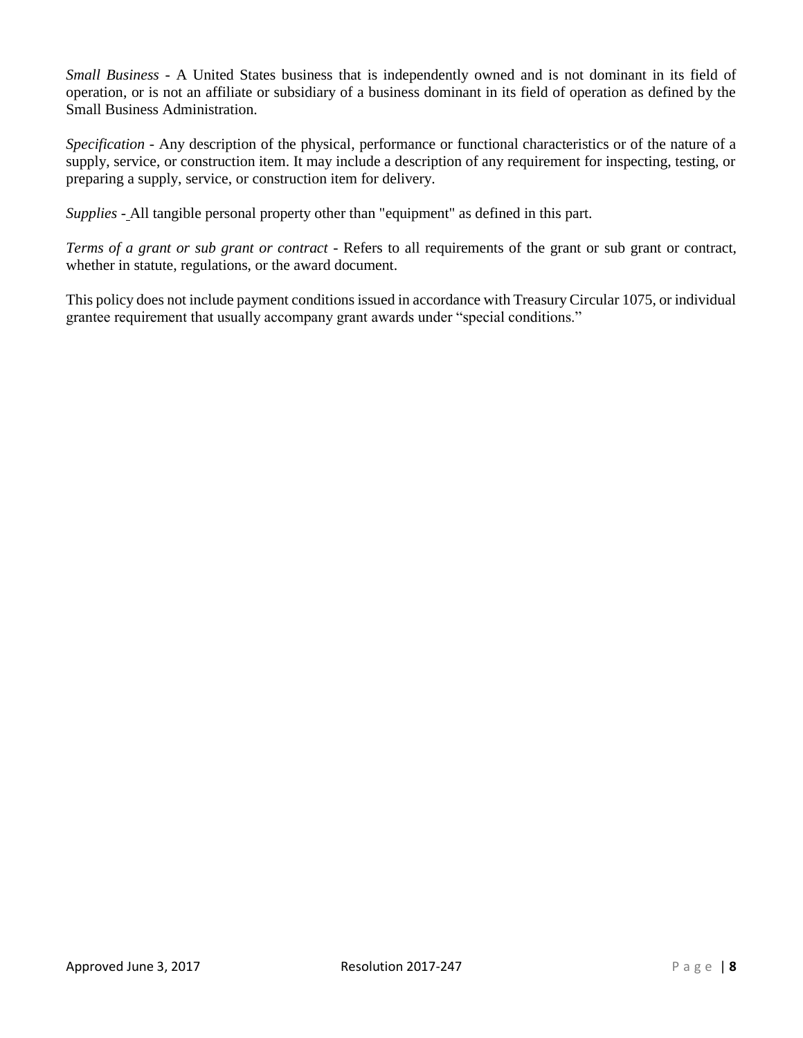*Small Business* - A United States business that is independently owned and is not dominant in its field of operation, or is not an affiliate or subsidiary of a business dominant in its field of operation as defined by the Small Business Administration.

*Specification* - Any description of the physical, performance or functional characteristics or of the nature of a supply, service, or construction item. It may include a description of any requirement for inspecting, testing, or preparing a supply, service, or construction item for delivery.

*Supplies* - All tangible personal property other than "equipment" as defined in this part.

*Terms of a grant or sub grant or contract* - Refers to all requirements of the grant or sub grant or contract, whether in statute, regulations, or the award document.

This policy does not include payment conditions issued in accordance with Treasury Circular 1075, or individual grantee requirement that usually accompany grant awards under "special conditions."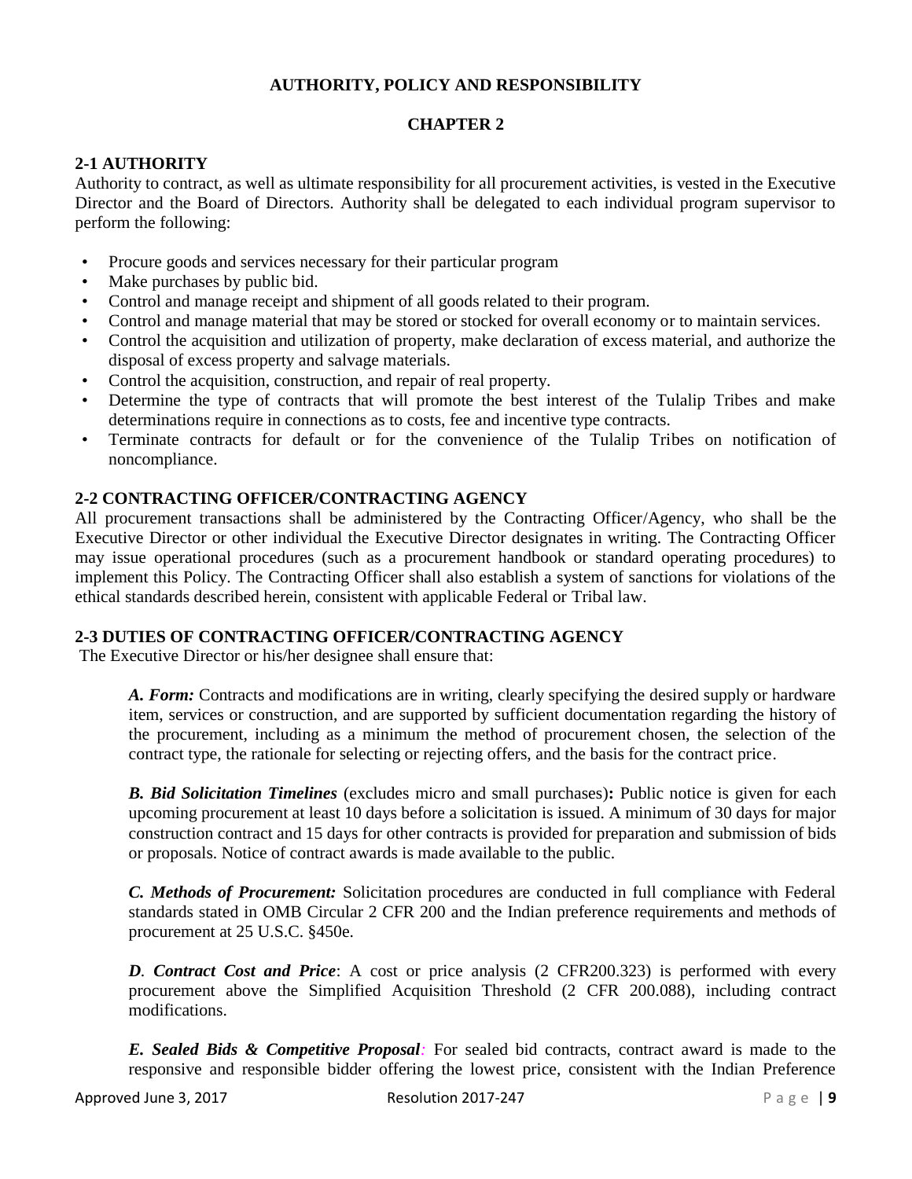**AUTHORITY, POLICY AND RESPONSIBILITY**

**CHAPTER 2**

### 2-1 AUTHORITY

Authority to contract, as well as ultimate responsibility for all procurement activities, is vested in the Executive Director and the Board of Directors. Authority shall be delegated to each individual program supervisor to perform the following:

- Procure goods and services necessary for their particular program
- Make purchases by public bid.
- Control and manage receipt and shipment of all goods related to their program.
- Control and manage material that may be stored or stocked for overall economy or to maintain services.
- Control the acquisition and utilization of property, make declaration of excess material, and authorize the disposal of excess property and salvage materials.
- Control the acquisition, construction, and repair of real property.
- Determine the type of contracts that will promote the best interest of the Tulalip Tribes and make determinations require in connections as to costs, fee and incentive type contracts.
- Terminate contracts for default or for the convenience of the Tulalip Tribes on notification of noncompliance.

### 2-2 CONTRACTING OFFICER/CONTRACTING AGENCY

All procurement transactions shall be administered by the Contracting Officer/Agency, who shall be the Executive Director or other individual the Executive Director designates in writing. The Contracting Officer may issue operational procedures (such as a procurement handbook or standard operating procedures) to implement this Policy. The Contracting Officer shall also establish a system of sanctions for violations of the ethical standards described herein, consistent with applicable Federal or Tribal law.

### 2-3 DUTIES OF CONTRACTING OFFICER/CONTRACTING AGENCY

The Executive Director or his/her designee shall ensure that:

***A. Form:*** Contracts and modifications are in writing, clearly specifying the desired supply or hardware item, services or construction, and are supported by sufficient documentation regarding the history of the procurement, including as a minimum the method of procurement chosen, the selection of the contract type, the rationale for selecting or rejecting offers, and the basis for the contract price.

***B. Bid Solicitation Timelines*** (excludes micro and small purchases)**:** Public notice is given for each upcoming procurement at least 10 days before a solicitation is issued. A minimum of 30 days for major construction contract and 15 days for other contracts is provided for preparation and submission of bids or proposals. Notice of contract awards is made available to the public.

***C. Methods of Procurement:*** Solicitation procedures are conducted in full compliance with Federal standards stated in OMB Circular 2 CFR 200 and the Indian preference requirements and methods of procurement at 25 U.S.C. §450e.

***D. Contract Cost and Price***: A cost or price analysis (2 CFR200.323) is performed with every procurement above the Simplified Acquisition Threshold (2 CFR 200.088), including contract modifications.

***E. Sealed Bids & Competitive Proposal:*** For sealed bid contracts, contract award is made to the responsive and responsible bidder offering the lowest price, consistent with the Indian Preference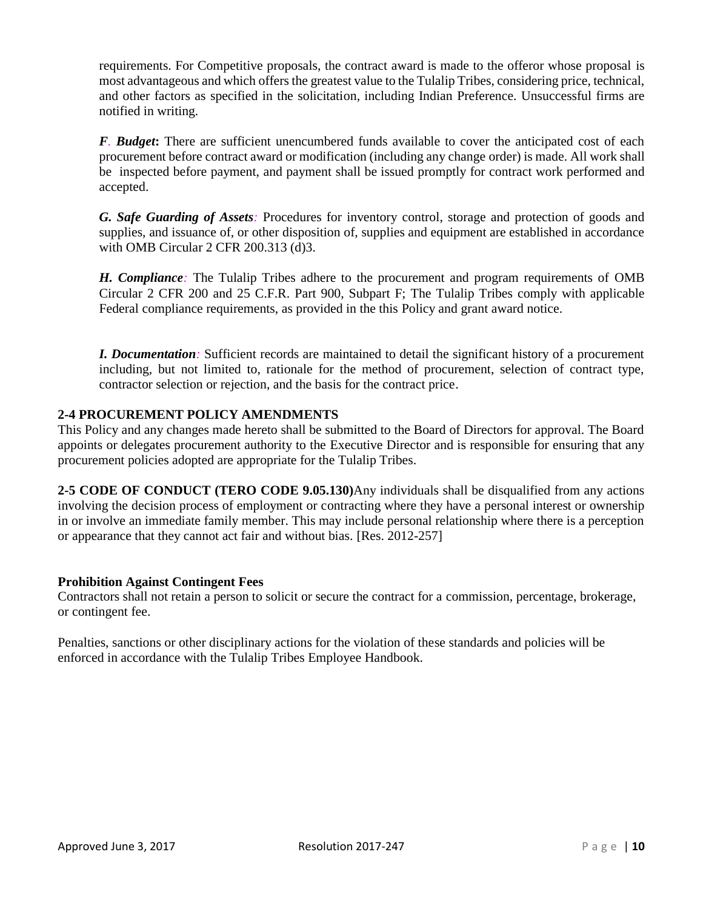requirements. For Competitive proposals, the contract award is made to the offeror whose proposal is most advantageous and which offers the greatest value to the Tulalip Tribes, considering price, technical, and other factors as specified in the solicitation, including Indian Preference. Unsuccessful firms are notified in writing.

***F. Budget*:** There are sufficient unencumbered funds available to cover the anticipated cost of each procurement before contract award or modification (including any change order) is made. All work shall be inspected before payment, and payment shall be issued promptly for contract work performed and accepted.

***G. Safe Guarding of Assets*:** Procedures for inventory control, storage and protection of goods and supplies, and issuance of, or other disposition of, supplies and equipment are established in accordance with OMB Circular 2 CFR 200.313 (d)3.

***H. Compliance*:** The Tulalip Tribes adhere to the procurement and program requirements of OMB Circular 2 CFR 200 and 25 C.F.R. Part 900, Subpart F; The Tulalip Tribes comply with applicable Federal compliance requirements, as provided in the this Policy and grant award notice.

***I. Documentation*:** Sufficient records are maintained to detail the significant history of a procurement including, but not limited to, rationale for the method of procurement, selection of contract type, contractor selection or rejection, and the basis for the contract price.

## 2-4 PROCUREMENT POLICY AMENDMENTS

This Policy and any changes made hereto shall be submitted to the Board of Directors for approval. The Board appoints or delegates procurement authority to the Executive Director and is responsible for ensuring that any procurement policies adopted are appropriate for the Tulalip Tribes.

**2-5 CODE OF CONDUCT (TERO CODE 9.05.130)** Any individuals shall be disqualified from any actions involving the decision process of employment or contracting where they have a personal interest or ownership in or involve an immediate family member. This may include personal relationship where there is a perception or appearance that they cannot act fair and without bias. [Res. 2012-257]

**Prohibition Against Contingent Fees**

Contractors shall not retain a person to solicit or secure the contract for a commission, percentage, brokerage, or contingent fee.

Penalties, sanctions or other disciplinary actions for the violation of these standards and policies will be enforced in accordance with the Tulalip Tribes Employee Handbook.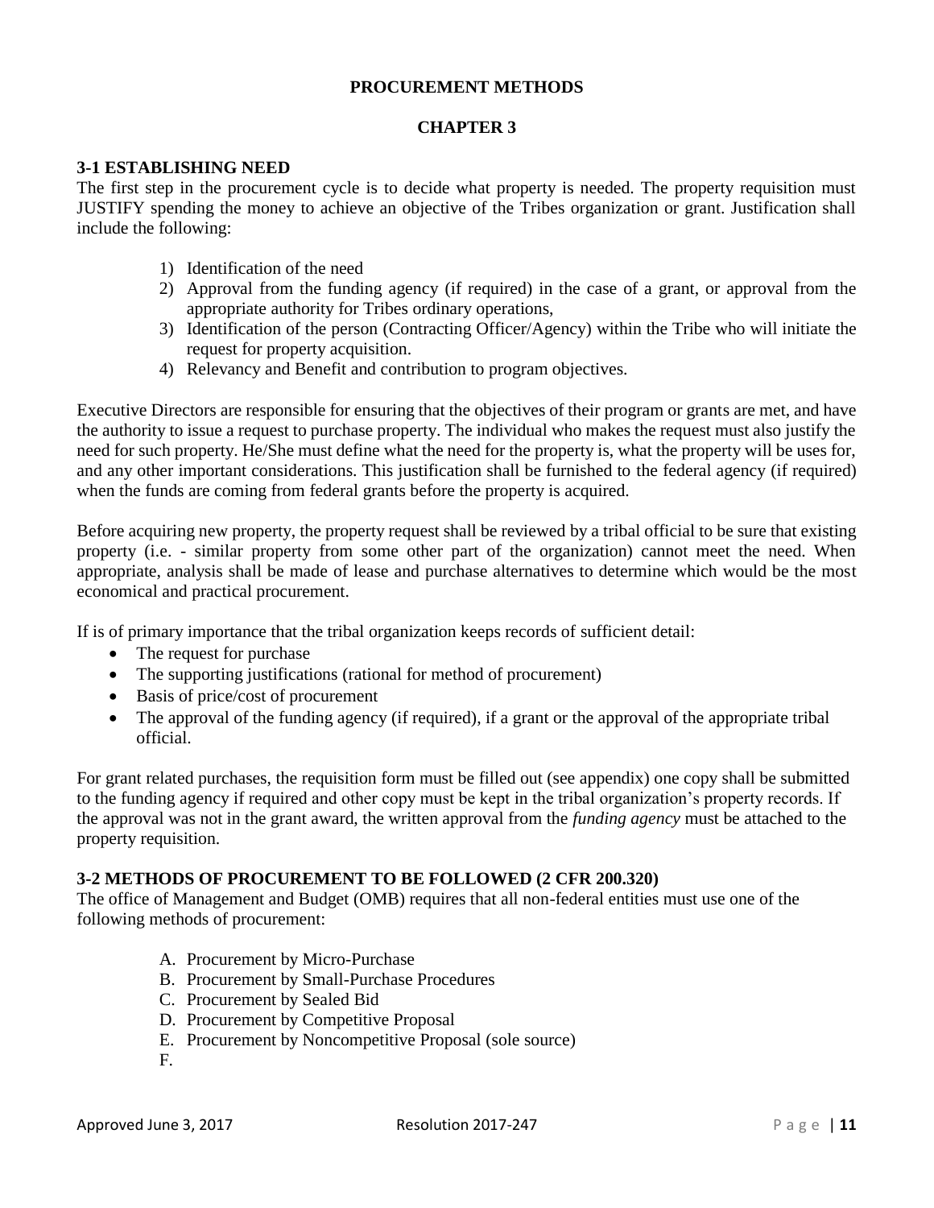**PROCUREMENT METHODS**

**CHAPTER 3**

### 3-1 ESTABLISHING NEED

The first step in the procurement cycle is to decide what property is needed. The property requisition must JUSTIFY spending the money to achieve an objective of the Tribes organization or grant. Justification shall include the following:

1) Identification of the need
2) Approval from the funding agency (if required) in the case of a grant, or approval from the appropriate authority for Tribes ordinary operations,
3) Identification of the person (Contracting Officer/Agency) within the Tribe who will initiate the request for property acquisition.
4) Relevancy and Benefit and contribution to program objectives.

Executive Directors are responsible for ensuring that the objectives of their program or grants are met, and have the authority to issue a request to purchase property. The individual who makes the request must also justify the need for such property. He/She must define what the need for the property is, what the property will be uses for, and any other important considerations. This justification shall be furnished to the federal agency (if required) when the funds are coming from federal grants before the property is acquired.

Before acquiring new property, the property request shall be reviewed by a tribal official to be sure that existing property (i.e. - similar property from some other part of the organization) cannot meet the need. When appropriate, analysis shall be made of lease and purchase alternatives to determine which would be the most economical and practical procurement.

If is of primary importance that the tribal organization keeps records of sufficient detail:

- The request for purchase
- The supporting justifications (rational for method of procurement)
- Basis of price/cost of procurement
- The approval of the funding agency (if required), if a grant or the approval of the appropriate tribal official.

For grant related purchases, the requisition form must be filled out (see appendix) one copy shall be submitted to the funding agency if required and other copy must be kept in the tribal organization's property records. If the approval was not in the grant award, the written approval from the *funding agency* must be attached to the property requisition.

### 3-2 METHODS OF PROCUREMENT TO BE FOLLOWED (2 CFR 200.320)

The office of Management and Budget (OMB) requires that all non-federal entities must use one of the following methods of procurement:

A. Procurement by Micro-Purchase
B. Procurement by Small-Purchase Procedures
C. Procurement by Sealed Bid
D. Procurement by Competitive Proposal
E. Procurement by Noncompetitive Proposal (sole source)
F.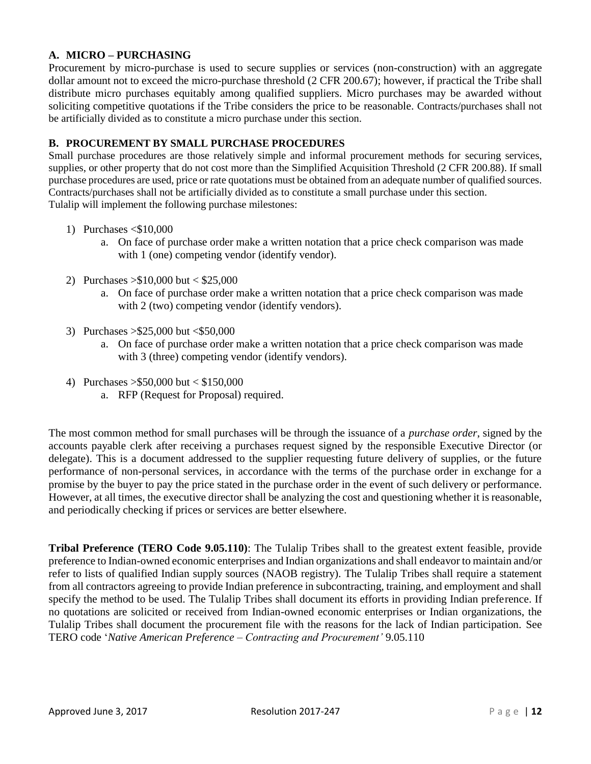### A. MICRO – PURCHASING

Procurement by micro-purchase is used to secure supplies or services (non-construction) with an aggregate dollar amount not to exceed the micro-purchase threshold (2 CFR 200.67); however, if practical the Tribe shall distribute micro purchases equitably among qualified suppliers. Micro purchases may be awarded without soliciting competitive quotations if the Tribe considers the price to be reasonable. Contracts/purchases shall not be artificially divided as to constitute a micro purchase under this section.

### B. PROCUREMENT BY SMALL PURCHASE PROCEDURES

Small purchase procedures are those relatively simple and informal procurement methods for securing services, supplies, or other property that do not cost more than the Simplified Acquisition Threshold (2 CFR 200.88). If small purchase procedures are used, price or rate quotations must be obtained from an adequate number of qualified sources. Contracts/purchases shall not be artificially divided as to constitute a small purchase under this section.
Tulalip will implement the following purchase milestones:

1) Purchases <$10,000
   a. On face of purchase order make a written notation that a price check comparison was made with 1 (one) competing vendor (identify vendor).

2) Purchases >$10,000 but < $25,000
   a. On face of purchase order make a written notation that a price check comparison was made with 2 (two) competing vendor (identify vendors).

3) Purchases >$25,000 but <$50,000
   a. On face of purchase order make a written notation that a price check comparison was made with 3 (three) competing vendor (identify vendors).

4) Purchases >$50,000 but < $150,000
   a. RFP (Request for Proposal) required.

The most common method for small purchases will be through the issuance of a *purchase order*, signed by the accounts payable clerk after receiving a purchases request signed by the responsible Executive Director (or delegate). This is a document addressed to the supplier requesting future delivery of supplies, or the future performance of non-personal services, in accordance with the terms of the purchase order in exchange for a promise by the buyer to pay the price stated in the purchase order in the event of such delivery or performance. However, at all times, the executive director shall be analyzing the cost and questioning whether it is reasonable, and periodically checking if prices or services are better elsewhere.

**Tribal Preference (TERO Code 9.05.110)**: The Tulalip Tribes shall to the greatest extent feasible, provide preference to Indian-owned economic enterprises and Indian organizations and shall endeavor to maintain and/or refer to lists of qualified Indian supply sources (NAOB registry). The Tulalip Tribes shall require a statement from all contractors agreeing to provide Indian preference in subcontracting, training, and employment and shall specify the method to be used. The Tulalip Tribes shall document its efforts in providing Indian preference. If no quotations are solicited or received from Indian-owned economic enterprises or Indian organizations, the Tulalip Tribes shall document the procurement file with the reasons for the lack of Indian participation. See TERO code '*Native American Preference – Contracting and Procurement'* 9.05.110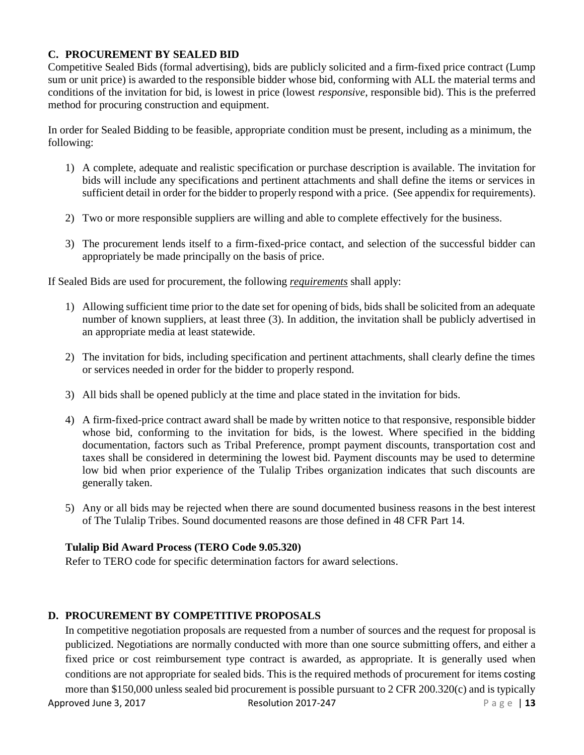## C. PROCUREMENT BY SEALED BID

Competitive Sealed Bids (formal advertising), bids are publicly solicited and a firm-fixed price contract (Lump sum or unit price) is awarded to the responsible bidder whose bid, conforming with ALL the material terms and conditions of the invitation for bid, is lowest in price (lowest *responsive*, responsible bid). This is the preferred method for procuring construction and equipment.

In order for Sealed Bidding to be feasible, appropriate condition must be present, including as a minimum, the following:

1) A complete, adequate and realistic specification or purchase description is available. The invitation for bids will include any specifications and pertinent attachments and shall define the items or services in sufficient detail in order for the bidder to properly respond with a price. (See appendix for requirements).

2) Two or more responsible suppliers are willing and able to complete effectively for the business.

3) The procurement lends itself to a firm-fixed-price contact, and selection of the successful bidder can appropriately be made principally on the basis of price.

If Sealed Bids are used for procurement, the following ***requirements*** shall apply:

1) Allowing sufficient time prior to the date set for opening of bids, bids shall be solicited from an adequate number of known suppliers, at least three (3). In addition, the invitation shall be publicly advertised in an appropriate media at least statewide.

2) The invitation for bids, including specification and pertinent attachments, shall clearly define the times or services needed in order for the bidder to properly respond.

3) All bids shall be opened publicly at the time and place stated in the invitation for bids.

4) A firm-fixed-price contract award shall be made by written notice to that responsive, responsible bidder whose bid, conforming to the invitation for bids, is the lowest. Where specified in the bidding documentation, factors such as Tribal Preference, prompt payment discounts, transportation cost and taxes shall be considered in determining the lowest bid. Payment discounts may be used to determine low bid when prior experience of the Tulalip Tribes organization indicates that such discounts are generally taken.

5) Any or all bids may be rejected when there are sound documented business reasons in the best interest of The Tulalip Tribes. Sound documented reasons are those defined in 48 CFR Part 14.

**Tulalip Bid Award Process (TERO Code 9.05.320)**

Refer to TERO code for specific determination factors for award selections.

## D. PROCUREMENT BY COMPETITIVE PROPOSALS

In competitive negotiation proposals are requested from a number of sources and the request for proposal is publicized. Negotiations are normally conducted with more than one source submitting offers, and either a fixed price or cost reimbursement type contract is awarded, as appropriate. It is generally used when conditions are not appropriate for sealed bids. This is the required methods of procurement for items costing more than $150,000 unless sealed bid procurement is possible pursuant to 2 CFR 200.320(c) and is typically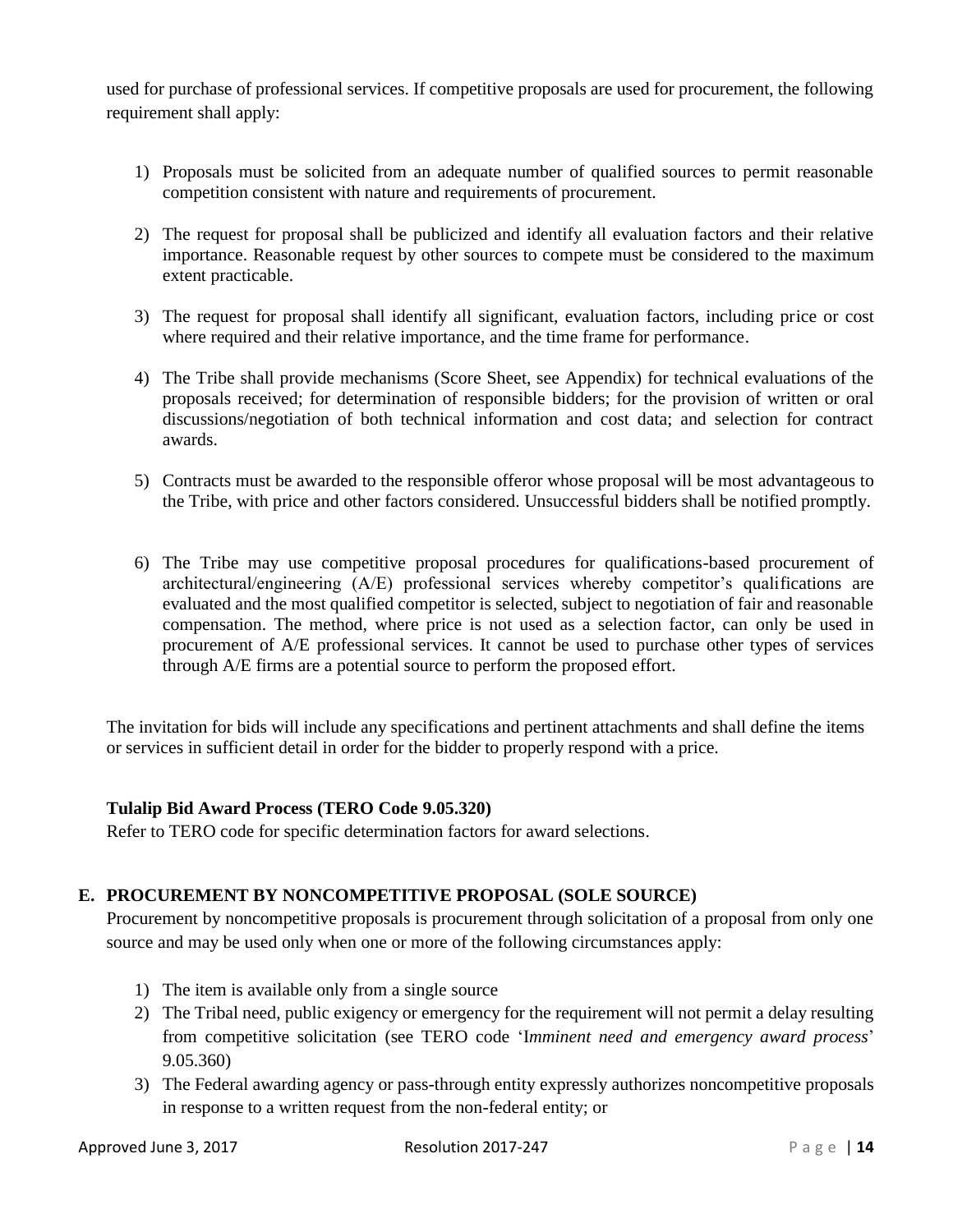used for purchase of professional services. If competitive proposals are used for procurement, the following requirement shall apply:

1) Proposals must be solicited from an adequate number of qualified sources to permit reasonable competition consistent with nature and requirements of procurement.

2) The request for proposal shall be publicized and identify all evaluation factors and their relative importance. Reasonable request by other sources to compete must be considered to the maximum extent practicable.

3) The request for proposal shall identify all significant, evaluation factors, including price or cost where required and their relative importance, and the time frame for performance.

4) The Tribe shall provide mechanisms (Score Sheet, see Appendix) for technical evaluations of the proposals received; for determination of responsible bidders; for the provision of written or oral discussions/negotiation of both technical information and cost data; and selection for contract awards.

5) Contracts must be awarded to the responsible offeror whose proposal will be most advantageous to the Tribe, with price and other factors considered. Unsuccessful bidders shall be notified promptly.

6) The Tribe may use competitive proposal procedures for qualifications-based procurement of architectural/engineering (A/E) professional services whereby competitor's qualifications are evaluated and the most qualified competitor is selected, subject to negotiation of fair and reasonable compensation. The method, where price is not used as a selection factor, can only be used in procurement of A/E professional services. It cannot be used to purchase other types of services through A/E firms are a potential source to perform the proposed effort.

The invitation for bids will include any specifications and pertinent attachments and shall define the items or services in sufficient detail in order for the bidder to properly respond with a price.

**Tulalip Bid Award Process (TERO Code 9.05.320)**

Refer to TERO code for specific determination factors for award selections.

## E. PROCUREMENT BY NONCOMPETITIVE PROPOSAL (SOLE SOURCE)

Procurement by noncompetitive proposals is procurement through solicitation of a proposal from only one source and may be used only when one or more of the following circumstances apply:

1) The item is available only from a single source
2) The Tribal need, public exigency or emergency for the requirement will not permit a delay resulting from competitive solicitation (see TERO code 'I*mminent need and emergency award process*' 9.05.360)
3) The Federal awarding agency or pass-through entity expressly authorizes noncompetitive proposals in response to a written request from the non-federal entity; or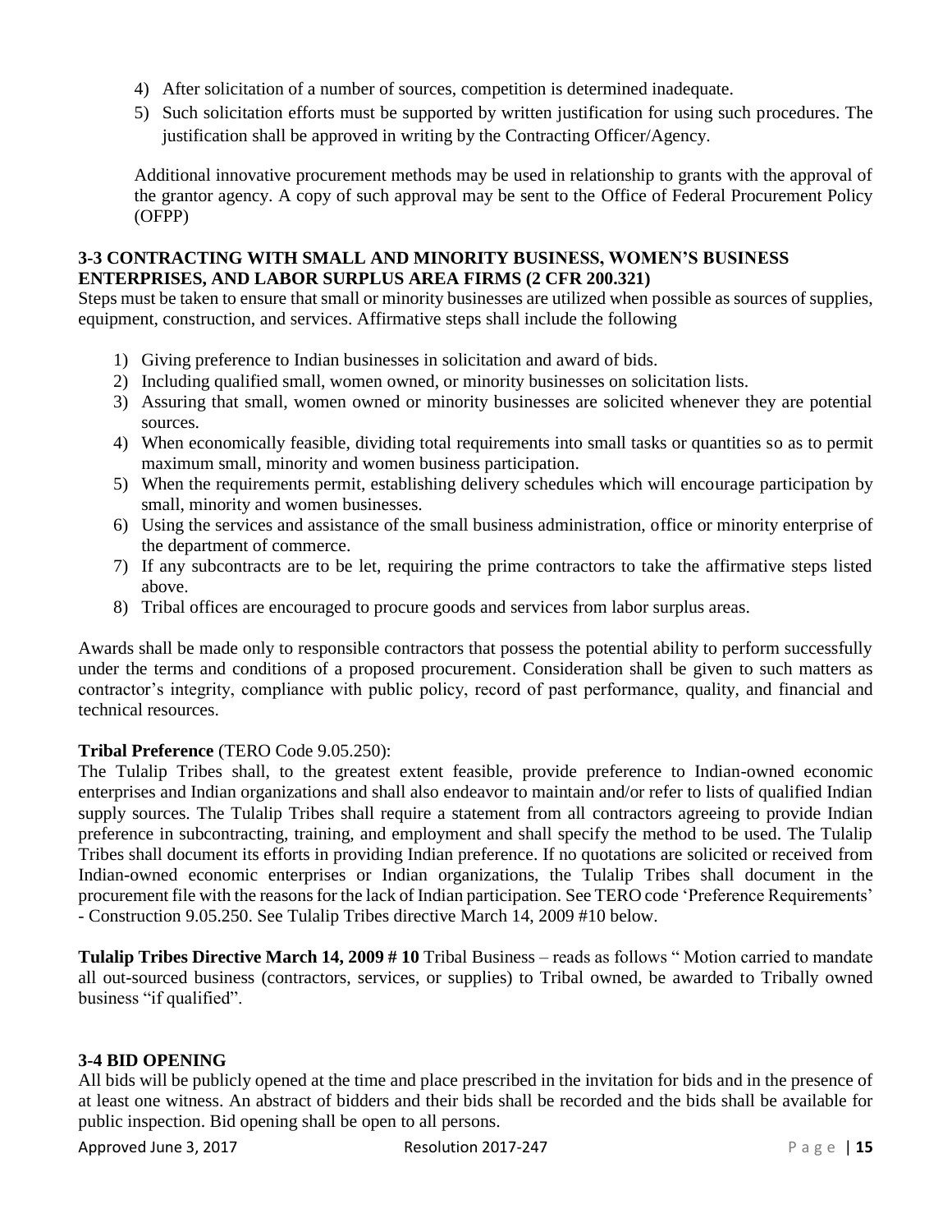4) After solicitation of a number of sources, competition is determined inadequate.
5) Such solicitation efforts must be supported by written justification for using such procedures. The justification shall be approved in writing by the Contracting Officer/Agency.

Additional innovative procurement methods may be used in relationship to grants with the approval of the grantor agency. A copy of such approval may be sent to the Office of Federal Procurement Policy (OFPP)

### 3-3 CONTRACTING WITH SMALL AND MINORITY BUSINESS, WOMEN'S BUSINESS ENTERPRISES, AND LABOR SURPLUS AREA FIRMS (2 CFR 200.321)

Steps must be taken to ensure that small or minority businesses are utilized when possible as sources of supplies, equipment, construction, and services. Affirmative steps shall include the following

1) Giving preference to Indian businesses in solicitation and award of bids.
2) Including qualified small, women owned, or minority businesses on solicitation lists.
3) Assuring that small, women owned or minority businesses are solicited whenever they are potential sources.
4) When economically feasible, dividing total requirements into small tasks or quantities so as to permit maximum small, minority and women business participation.
5) When the requirements permit, establishing delivery schedules which will encourage participation by small, minority and women businesses.
6) Using the services and assistance of the small business administration, office or minority enterprise of the department of commerce.
7) If any subcontracts are to be let, requiring the prime contractors to take the affirmative steps listed above.
8) Tribal offices are encouraged to procure goods and services from labor surplus areas.

Awards shall be made only to responsible contractors that possess the potential ability to perform successfully under the terms and conditions of a proposed procurement. Consideration shall be given to such matters as contractor's integrity, compliance with public policy, record of past performance, quality, and financial and technical resources.

**Tribal Preference** (TERO Code 9.05.250):
The Tulalip Tribes shall, to the greatest extent feasible, provide preference to Indian-owned economic enterprises and Indian organizations and shall also endeavor to maintain and/or refer to lists of qualified Indian supply sources. The Tulalip Tribes shall require a statement from all contractors agreeing to provide Indian preference in subcontracting, training, and employment and shall specify the method to be used. The Tulalip Tribes shall document its efforts in providing Indian preference. If no quotations are solicited or received from Indian-owned economic enterprises or Indian organizations, the Tulalip Tribes shall document in the procurement file with the reasons for the lack of Indian participation. See TERO code 'Preference Requirements' - Construction 9.05.250. See Tulalip Tribes directive March 14, 2009 #10 below.

**Tulalip Tribes Directive March 14, 2009 # 10** Tribal Business – reads as follows " Motion carried to mandate all out-sourced business (contractors, services, or supplies) to Tribal owned, be awarded to Tribally owned business "if qualified".

### 3-4 BID OPENING

All bids will be publicly opened at the time and place prescribed in the invitation for bids and in the presence of at least one witness. An abstract of bidders and their bids shall be recorded and the bids shall be available for public inspection. Bid opening shall be open to all persons.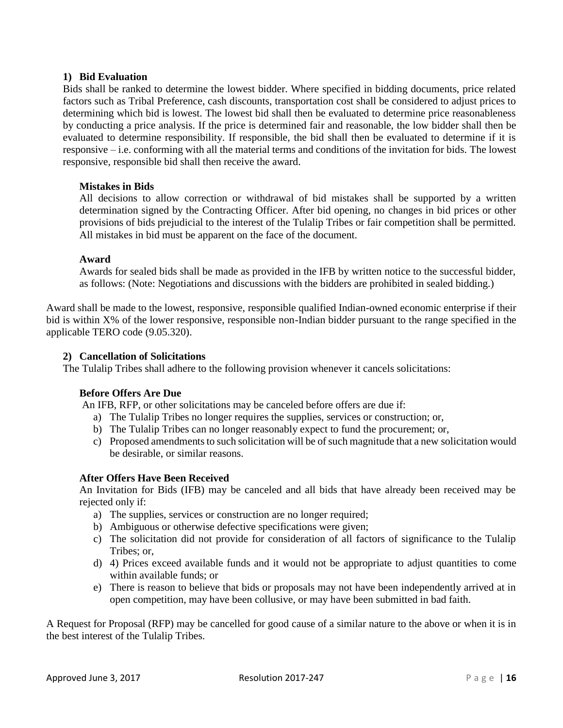### 1) Bid Evaluation

Bids shall be ranked to determine the lowest bidder. Where specified in bidding documents, price related factors such as Tribal Preference, cash discounts, transportation cost shall be considered to adjust prices to determining which bid is lowest. The lowest bid shall then be evaluated to determine price reasonableness by conducting a price analysis. If the price is determined fair and reasonable, the low bidder shall then be evaluated to determine responsibility. If responsible, the bid shall then be evaluated to determine if it is responsive – i.e. conforming with all the material terms and conditions of the invitation for bids. The lowest responsive, responsible bid shall then receive the award.

#### Mistakes in Bids

All decisions to allow correction or withdrawal of bid mistakes shall be supported by a written determination signed by the Contracting Officer. After bid opening, no changes in bid prices or other provisions of bids prejudicial to the interest of the Tulalip Tribes or fair competition shall be permitted. All mistakes in bid must be apparent on the face of the document.

#### Award

Awards for sealed bids shall be made as provided in the IFB by written notice to the successful bidder, as follows: (Note: Negotiations and discussions with the bidders are prohibited in sealed bidding.)

Award shall be made to the lowest, responsive, responsible qualified Indian-owned economic enterprise if their bid is within X% of the lower responsive, responsible non-Indian bidder pursuant to the range specified in the applicable TERO code (9.05.320).

### 2) Cancellation of Solicitations

The Tulalip Tribes shall adhere to the following provision whenever it cancels solicitations:

#### Before Offers Are Due

An IFB, RFP, or other solicitations may be canceled before offers are due if:

a) The Tulalip Tribes no longer requires the supplies, services or construction; or,
b) The Tulalip Tribes can no longer reasonably expect to fund the procurement; or,
c) Proposed amendments to such solicitation will be of such magnitude that a new solicitation would be desirable, or similar reasons.

#### After Offers Have Been Received

An Invitation for Bids (IFB) may be canceled and all bids that have already been received may be rejected only if:

a) The supplies, services or construction are no longer required;
b) Ambiguous or otherwise defective specifications were given;
c) The solicitation did not provide for consideration of all factors of significance to the Tulalip Tribes; or,
d) 4) Prices exceed available funds and it would not be appropriate to adjust quantities to come within available funds; or
e) There is reason to believe that bids or proposals may not have been independently arrived at in open competition, may have been collusive, or may have been submitted in bad faith.

A Request for Proposal (RFP) may be cancelled for good cause of a similar nature to the above or when it is in the best interest of the Tulalip Tribes.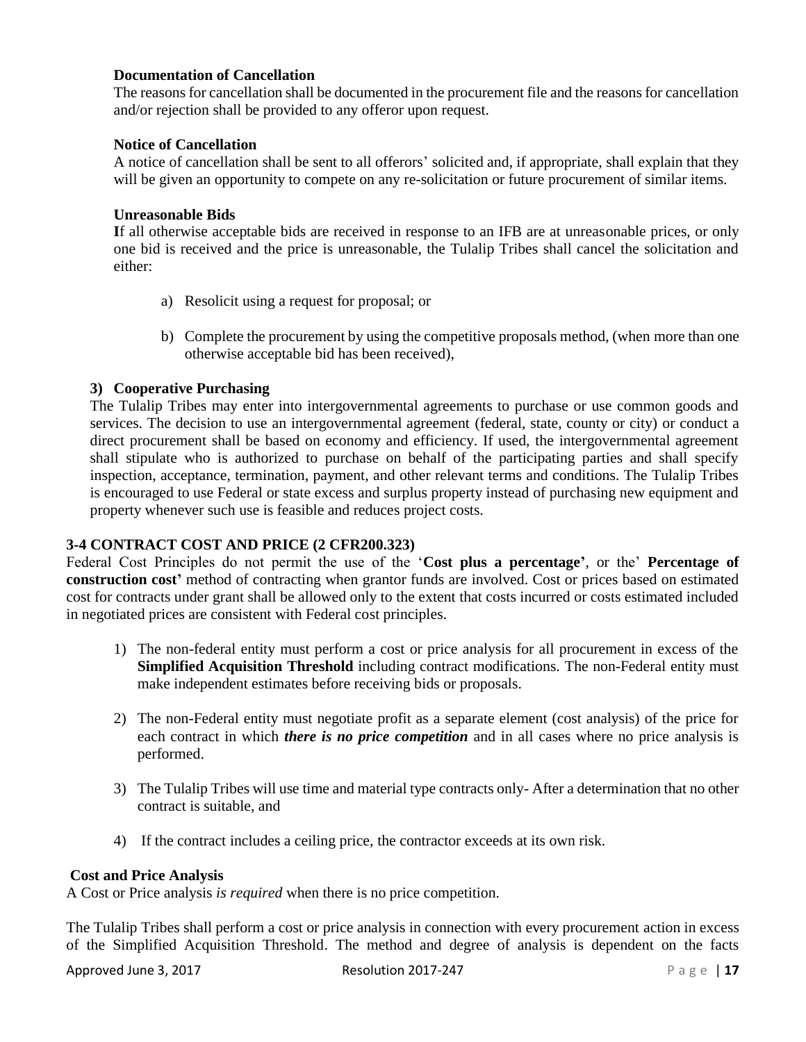**Documentation of Cancellation**

The reasons for cancellation shall be documented in the procurement file and the reasons for cancellation and/or rejection shall be provided to any offeror upon request.

**Notice of Cancellation**

A notice of cancellation shall be sent to all offerors' solicited and, if appropriate, shall explain that they will be given an opportunity to compete on any re-solicitation or future procurement of similar items.

**Unreasonable Bids**

**I**f all otherwise acceptable bids are received in response to an IFB are at unreasonable prices, or only one bid is received and the price is unreasonable, the Tulalip Tribes shall cancel the solicitation and either:

a) Resolicit using a request for proposal; or

b) Complete the procurement by using the competitive proposals method, (when more than one otherwise acceptable bid has been received),

**3) Cooperative Purchasing**

The Tulalip Tribes may enter into intergovernmental agreements to purchase or use common goods and services. The decision to use an intergovernmental agreement (federal, state, county or city) or conduct a direct procurement shall be based on economy and efficiency. If used, the intergovernmental agreement shall stipulate who is authorized to purchase on behalf of the participating parties and shall specify inspection, acceptance, termination, payment, and other relevant terms and conditions. The Tulalip Tribes is encouraged to use Federal or state excess and surplus property instead of purchasing new equipment and property whenever such use is feasible and reduces project costs.

## 3-4 CONTRACT COST AND PRICE (2 CFR200.323)

Federal Cost Principles do not permit the use of the '**Cost plus a percentage'**, or the' **Percentage of construction cost'** method of contracting when grantor funds are involved. Cost or prices based on estimated cost for contracts under grant shall be allowed only to the extent that costs incurred or costs estimated included in negotiated prices are consistent with Federal cost principles.

1) The non-federal entity must perform a cost or price analysis for all procurement in excess of the **Simplified Acquisition Threshold** including contract modifications. The non-Federal entity must make independent estimates before receiving bids or proposals.

2) The non-Federal entity must negotiate profit as a separate element (cost analysis) of the price for each contract in which ***there is no price competition*** and in all cases where no price analysis is performed.

3) The Tulalip Tribes will use time and material type contracts only- After a determination that no other contract is suitable, and

4) If the contract includes a ceiling price, the contractor exceeds at its own risk.

**Cost and Price Analysis**

A Cost or Price analysis *is required* when there is no price competition.

The Tulalip Tribes shall perform a cost or price analysis in connection with every procurement action in excess of the Simplified Acquisition Threshold. The method and degree of analysis is dependent on the facts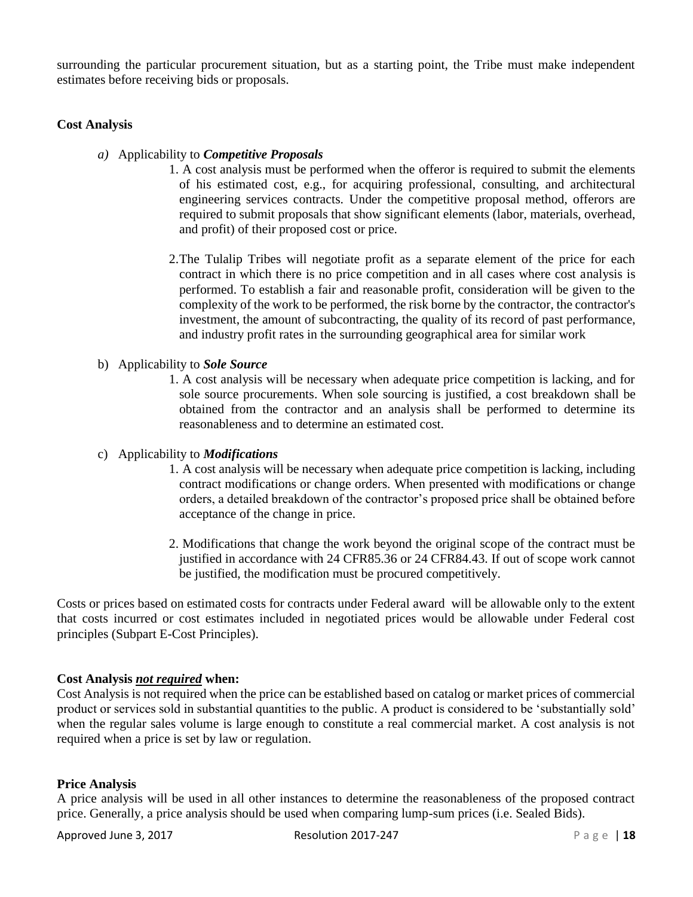surrounding the particular procurement situation, but as a starting point, the Tribe must make independent estimates before receiving bids or proposals.

**Cost Analysis**

*a)* Applicability to ***Competitive Proposals***

1. A cost analysis must be performed when the offeror is required to submit the elements of his estimated cost, e.g., for acquiring professional, consulting, and architectural engineering services contracts. Under the competitive proposal method, offerors are required to submit proposals that show significant elements (labor, materials, overhead, and profit) of their proposed cost or price.

2. The Tulalip Tribes will negotiate profit as a separate element of the price for each contract in which there is no price competition and in all cases where cost analysis is performed. To establish a fair and reasonable profit, consideration will be given to the complexity of the work to be performed, the risk borne by the contractor, the contractor's investment, the amount of subcontracting, the quality of its record of past performance, and industry profit rates in the surrounding geographical area for similar work

b) Applicability to ***Sole Source***

1. A cost analysis will be necessary when adequate price competition is lacking, and for sole source procurements. When sole sourcing is justified, a cost breakdown shall be obtained from the contractor and an analysis shall be performed to determine its reasonableness and to determine an estimated cost.

c) Applicability to ***Modifications***

1. A cost analysis will be necessary when adequate price competition is lacking, including contract modifications or change orders. When presented with modifications or change orders, a detailed breakdown of the contractor's proposed price shall be obtained before acceptance of the change in price.

2. Modifications that change the work beyond the original scope of the contract must be justified in accordance with 24 CFR85.36 or 24 CFR84.43. If out of scope work cannot be justified, the modification must be procured competitively.

Costs or prices based on estimated costs for contracts under Federal award will be allowable only to the extent that costs incurred or cost estimates included in negotiated prices would be allowable under Federal cost principles (Subpart E-Cost Principles).

**Cost Analysis *not required* when:**

Cost Analysis is not required when the price can be established based on catalog or market prices of commercial product or services sold in substantial quantities to the public. A product is considered to be 'substantially sold' when the regular sales volume is large enough to constitute a real commercial market. A cost analysis is not required when a price is set by law or regulation.

**Price Analysis**

A price analysis will be used in all other instances to determine the reasonableness of the proposed contract price. Generally, a price analysis should be used when comparing lump-sum prices (i.e. Sealed Bids).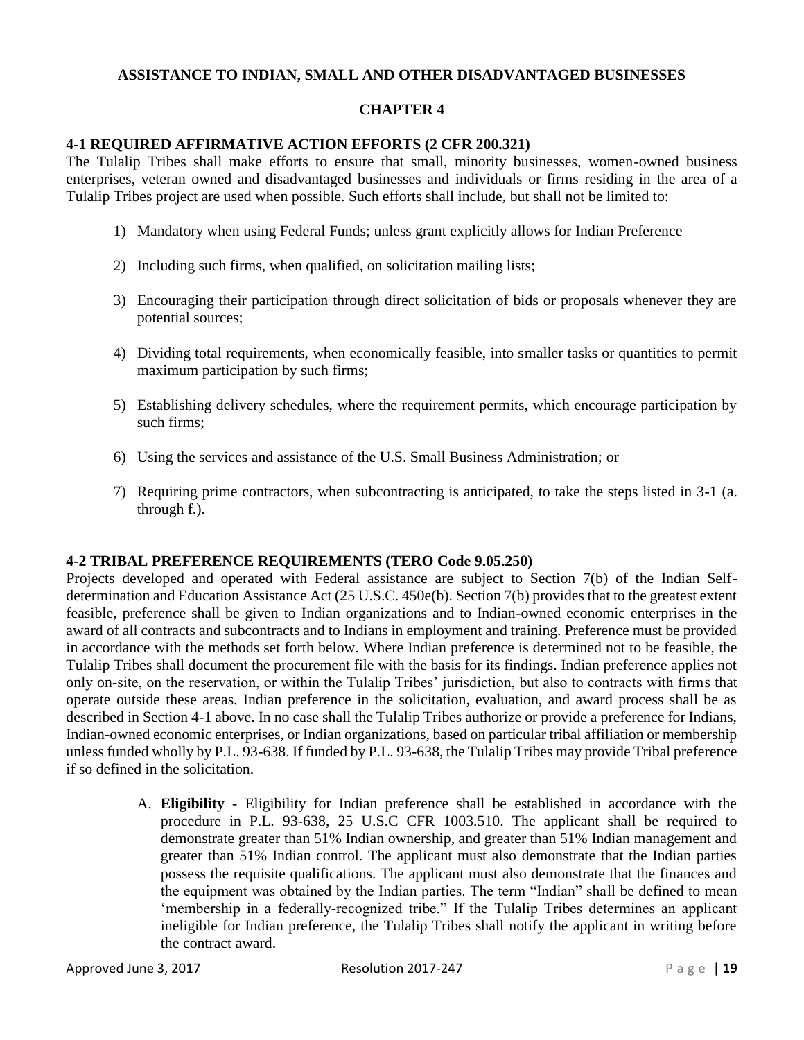**ASSISTANCE TO INDIAN, SMALL AND OTHER DISADVANTAGED BUSINESSES**

**CHAPTER 4**

### 4-1 REQUIRED AFFIRMATIVE ACTION EFFORTS (2 CFR 200.321)

The Tulalip Tribes shall make efforts to ensure that small, minority businesses, women-owned business enterprises, veteran owned and disadvantaged businesses and individuals or firms residing in the area of a Tulalip Tribes project are used when possible. Such efforts shall include, but shall not be limited to:

1) Mandatory when using Federal Funds; unless grant explicitly allows for Indian Preference
2) Including such firms, when qualified, on solicitation mailing lists;
3) Encouraging their participation through direct solicitation of bids or proposals whenever they are potential sources;
4) Dividing total requirements, when economically feasible, into smaller tasks or quantities to permit maximum participation by such firms;
5) Establishing delivery schedules, where the requirement permits, which encourage participation by such firms;
6) Using the services and assistance of the U.S. Small Business Administration; or
7) Requiring prime contractors, when subcontracting is anticipated, to take the steps listed in 3-1 (a. through f.).

### 4-2 TRIBAL PREFERENCE REQUIREMENTS (TERO Code 9.05.250)

Projects developed and operated with Federal assistance are subject to Section 7(b) of the Indian Self-determination and Education Assistance Act (25 U.S.C. 450e(b). Section 7(b) provides that to the greatest extent feasible, preference shall be given to Indian organizations and to Indian-owned economic enterprises in the award of all contracts and subcontracts and to Indians in employment and training. Preference must be provided in accordance with the methods set forth below. Where Indian preference is determined not to be feasible, the Tulalip Tribes shall document the procurement file with the basis for its findings. Indian preference applies not only on-site, on the reservation, or within the Tulalip Tribes' jurisdiction, but also to contracts with firms that operate outside these areas. Indian preference in the solicitation, evaluation, and award process shall be as described in Section 4-1 above. In no case shall the Tulalip Tribes authorize or provide a preference for Indians, Indian-owned economic enterprises, or Indian organizations, based on particular tribal affiliation or membership unless funded wholly by P.L. 93-638. If funded by P.L. 93-638, the Tulalip Tribes may provide Tribal preference if so defined in the solicitation.

A. **Eligibility** - Eligibility for Indian preference shall be established in accordance with the procedure in P.L. 93-638, 25 U.S.C CFR 1003.510. The applicant shall be required to demonstrate greater than 51% Indian ownership, and greater than 51% Indian management and greater than 51% Indian control. The applicant must also demonstrate that the Indian parties possess the requisite qualifications. The applicant must also demonstrate that the finances and the equipment was obtained by the Indian parties. The term "Indian" shall be defined to mean 'membership in a federally-recognized tribe." If the Tulalip Tribes determines an applicant ineligible for Indian preference, the Tulalip Tribes shall notify the applicant in writing before the contract award.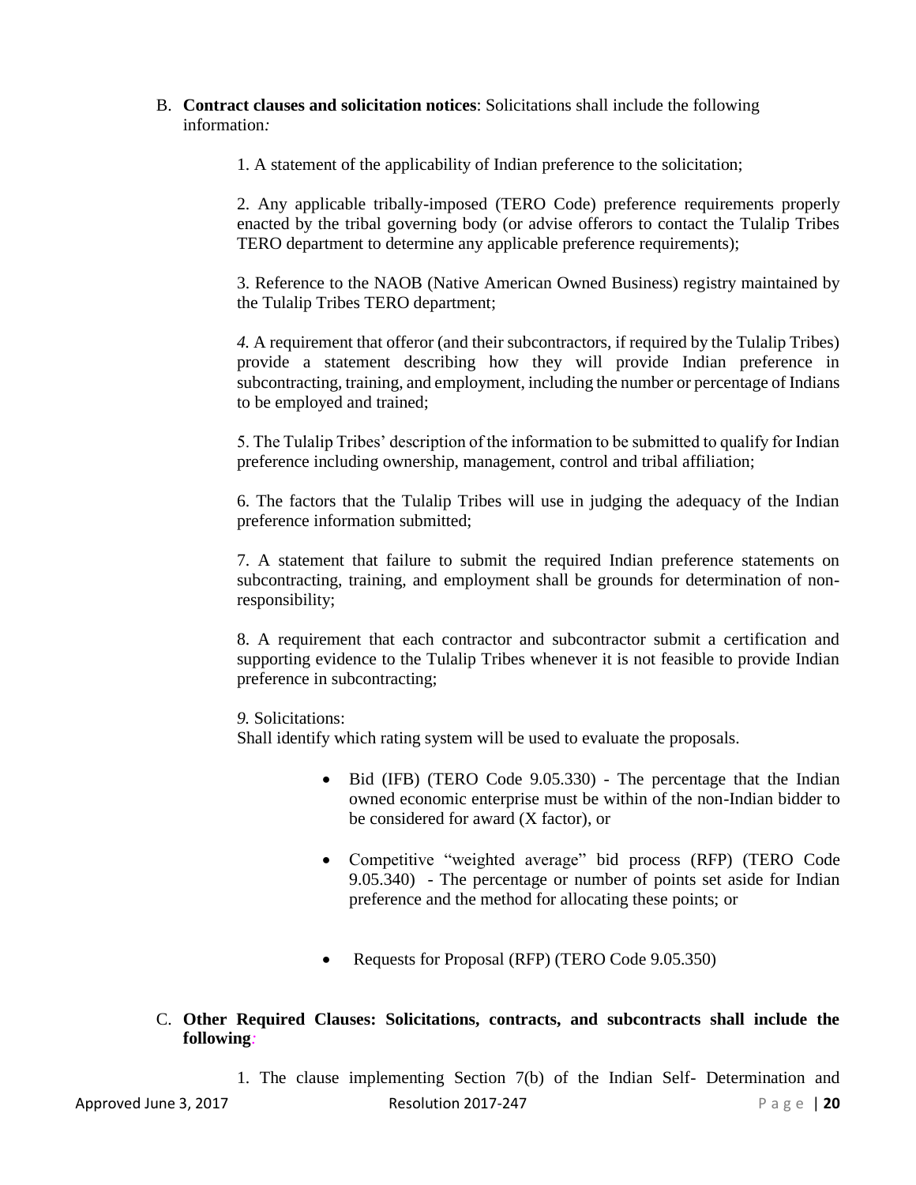B. **Contract clauses and solicitation notices**: Solicitations shall include the following information*:*

1. A statement of the applicability of Indian preference to the solicitation;

2. Any applicable tribally-imposed (TERO Code) preference requirements properly enacted by the tribal governing body (or advise offerors to contact the Tulalip Tribes TERO department to determine any applicable preference requirements);

3. Reference to the NAOB (Native American Owned Business) registry maintained by the Tulalip Tribes TERO department;

*4.* A requirement that offeror (and their subcontractors, if required by the Tulalip Tribes) provide a statement describing how they will provide Indian preference in subcontracting, training, and employment, including the number or percentage of Indians to be employed and trained;

5. The Tulalip Tribes' description of the information to be submitted to qualify for Indian preference including ownership, management, control and tribal affiliation;

6. The factors that the Tulalip Tribes will use in judging the adequacy of the Indian preference information submitted;

7. A statement that failure to submit the required Indian preference statements on subcontracting, training, and employment shall be grounds for determination of non-responsibility;

8. A requirement that each contractor and subcontractor submit a certification and supporting evidence to the Tulalip Tribes whenever it is not feasible to provide Indian preference in subcontracting;

*9.* Solicitations:
Shall identify which rating system will be used to evaluate the proposals.

- Bid (IFB) (TERO Code 9.05.330) - The percentage that the Indian owned economic enterprise must be within of the non-Indian bidder to be considered for award (X factor), or
- Competitive "weighted average" bid process (RFP) (TERO Code 9.05.340) - The percentage or number of points set aside for Indian preference and the method for allocating these points; or
- Requests for Proposal (RFP) (TERO Code 9.05.350)

C. **Other Required Clauses: Solicitations, contracts, and subcontracts shall include the following***:*

1. The clause implementing Section 7(b) of the Indian Self- Determination and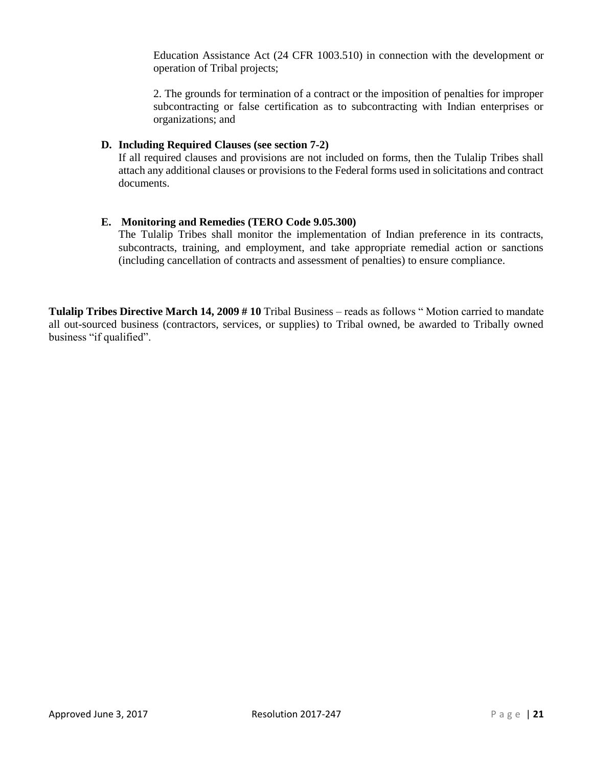Education Assistance Act (24 CFR 1003.510) in connection with the development or operation of Tribal projects;

2. The grounds for termination of a contract or the imposition of penalties for improper subcontracting or false certification as to subcontracting with Indian enterprises or organizations; and

**D. Including Required Clauses (see section 7-2)**

If all required clauses and provisions are not included on forms, then the Tulalip Tribes shall attach any additional clauses or provisions to the Federal forms used in solicitations and contract documents.

**E. Monitoring and Remedies (TERO Code 9.05.300)**

The Tulalip Tribes shall monitor the implementation of Indian preference in its contracts, subcontracts, training, and employment, and take appropriate remedial action or sanctions (including cancellation of contracts and assessment of penalties) to ensure compliance.

**Tulalip Tribes Directive March 14, 2009 # 10** Tribal Business – reads as follows " Motion carried to mandate all out-sourced business (contractors, services, or supplies) to Tribal owned, be awarded to Tribally owned business "if qualified".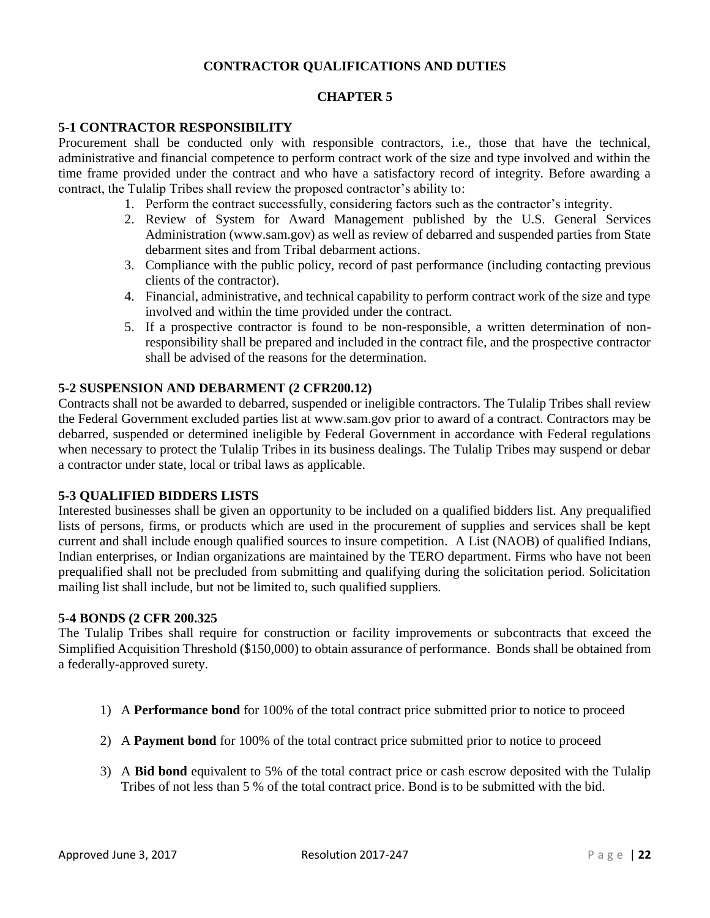## CONTRACTOR QUALIFICATIONS AND DUTIES

## CHAPTER 5

### 5-1 CONTRACTOR RESPONSIBILITY

Procurement shall be conducted only with responsible contractors, i.e., those that have the technical, administrative and financial competence to perform contract work of the size and type involved and within the time frame provided under the contract and who have a satisfactory record of integrity. Before awarding a contract, the Tulalip Tribes shall review the proposed contractor's ability to:

1. Perform the contract successfully, considering factors such as the contractor's integrity.
2. Review of System for Award Management published by the U.S. General Services Administration (www.sam.gov) as well as review of debarred and suspended parties from State debarment sites and from Tribal debarment actions.
3. Compliance with the public policy, record of past performance (including contacting previous clients of the contractor).
4. Financial, administrative, and technical capability to perform contract work of the size and type involved and within the time provided under the contract.
5. If a prospective contractor is found to be non-responsible, a written determination of non-responsibility shall be prepared and included in the contract file, and the prospective contractor shall be advised of the reasons for the determination.

### 5-2 SUSPENSION AND DEBARMENT (2 CFR200.12)

Contracts shall not be awarded to debarred, suspended or ineligible contractors. The Tulalip Tribes shall review the Federal Government excluded parties list at www.sam.gov prior to award of a contract. Contractors may be debarred, suspended or determined ineligible by Federal Government in accordance with Federal regulations when necessary to protect the Tulalip Tribes in its business dealings. The Tulalip Tribes may suspend or debar a contractor under state, local or tribal laws as applicable.

### 5-3 QUALIFIED BIDDERS LISTS

Interested businesses shall be given an opportunity to be included on a qualified bidders list. Any prequalified lists of persons, firms, or products which are used in the procurement of supplies and services shall be kept current and shall include enough qualified sources to insure competition. A List (NAOB) of qualified Indians, Indian enterprises, or Indian organizations are maintained by the TERO department. Firms who have not been prequalified shall not be precluded from submitting and qualifying during the solicitation period. Solicitation mailing list shall include, but not be limited to, such qualified suppliers.

### 5-4 BONDS (2 CFR 200.325

The Tulalip Tribes shall require for construction or facility improvements or subcontracts that exceed the Simplified Acquisition Threshold ($150,000) to obtain assurance of performance. Bonds shall be obtained from a federally-approved surety.

1) A **Performance bond** for 100% of the total contract price submitted prior to notice to proceed

2) A **Payment bond** for 100% of the total contract price submitted prior to notice to proceed

3) A **Bid bond** equivalent to 5% of the total contract price or cash escrow deposited with the Tulalip Tribes of not less than 5 % of the total contract price. Bond is to be submitted with the bid.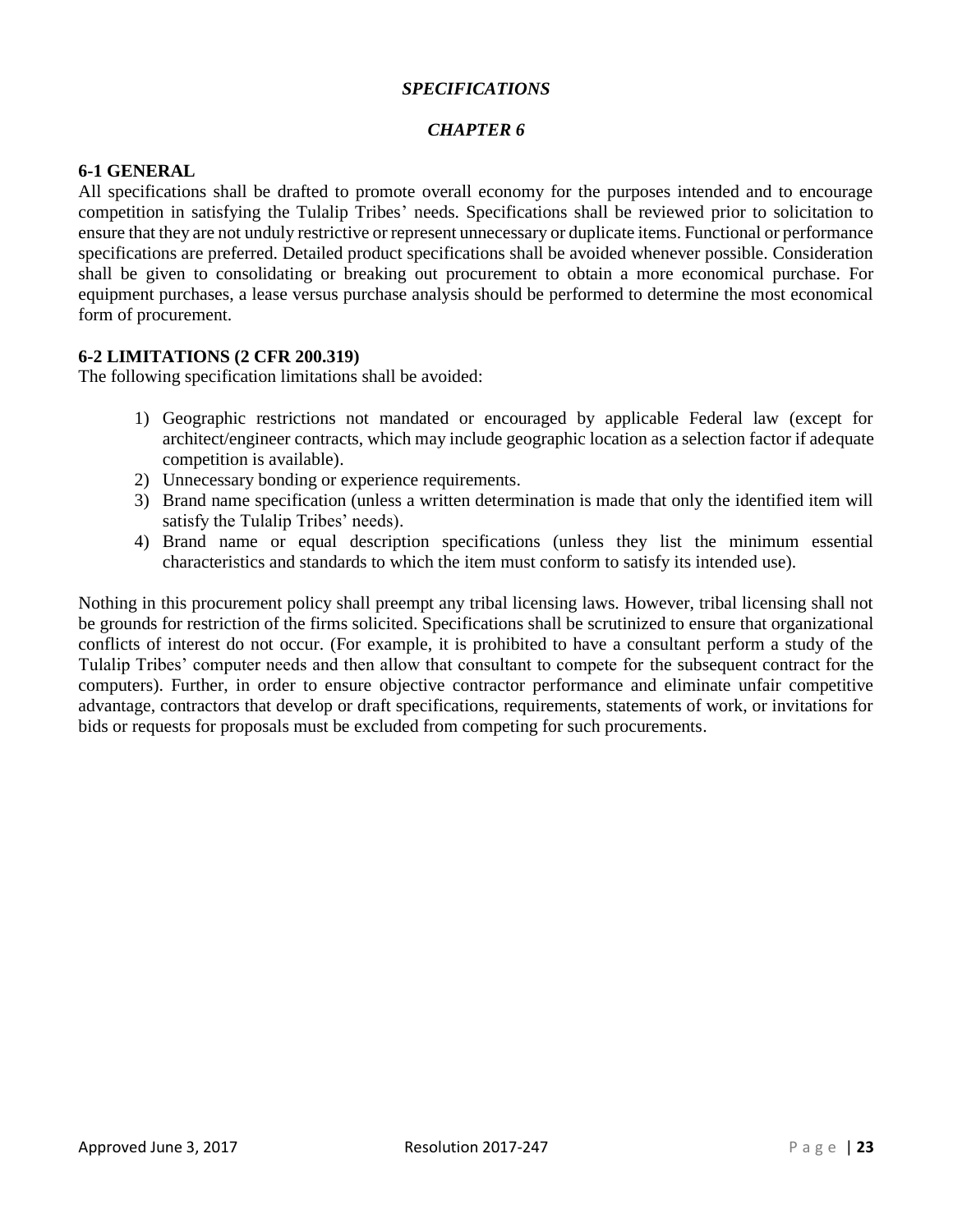# *SPECIFICATIONS*

## *CHAPTER 6*

### 6-1 GENERAL

All specifications shall be drafted to promote overall economy for the purposes intended and to encourage competition in satisfying the Tulalip Tribes' needs. Specifications shall be reviewed prior to solicitation to ensure that they are not unduly restrictive or represent unnecessary or duplicate items. Functional or performance specifications are preferred. Detailed product specifications shall be avoided whenever possible. Consideration shall be given to consolidating or breaking out procurement to obtain a more economical purchase. For equipment purchases, a lease versus purchase analysis should be performed to determine the most economical form of procurement.

### 6-2 LIMITATIONS (2 CFR 200.319)

The following specification limitations shall be avoided:

1) Geographic restrictions not mandated or encouraged by applicable Federal law (except for architect/engineer contracts, which may include geographic location as a selection factor if adequate competition is available).
2) Unnecessary bonding or experience requirements.
3) Brand name specification (unless a written determination is made that only the identified item will satisfy the Tulalip Tribes' needs).
4) Brand name or equal description specifications (unless they list the minimum essential characteristics and standards to which the item must conform to satisfy its intended use).

Nothing in this procurement policy shall preempt any tribal licensing laws. However, tribal licensing shall not be grounds for restriction of the firms solicited. Specifications shall be scrutinized to ensure that organizational conflicts of interest do not occur. (For example, it is prohibited to have a consultant perform a study of the Tulalip Tribes' computer needs and then allow that consultant to compete for the subsequent contract for the computers). Further, in order to ensure objective contractor performance and eliminate unfair competitive advantage, contractors that develop or draft specifications, requirements, statements of work, or invitations for bids or requests for proposals must be excluded from competing for such procurements.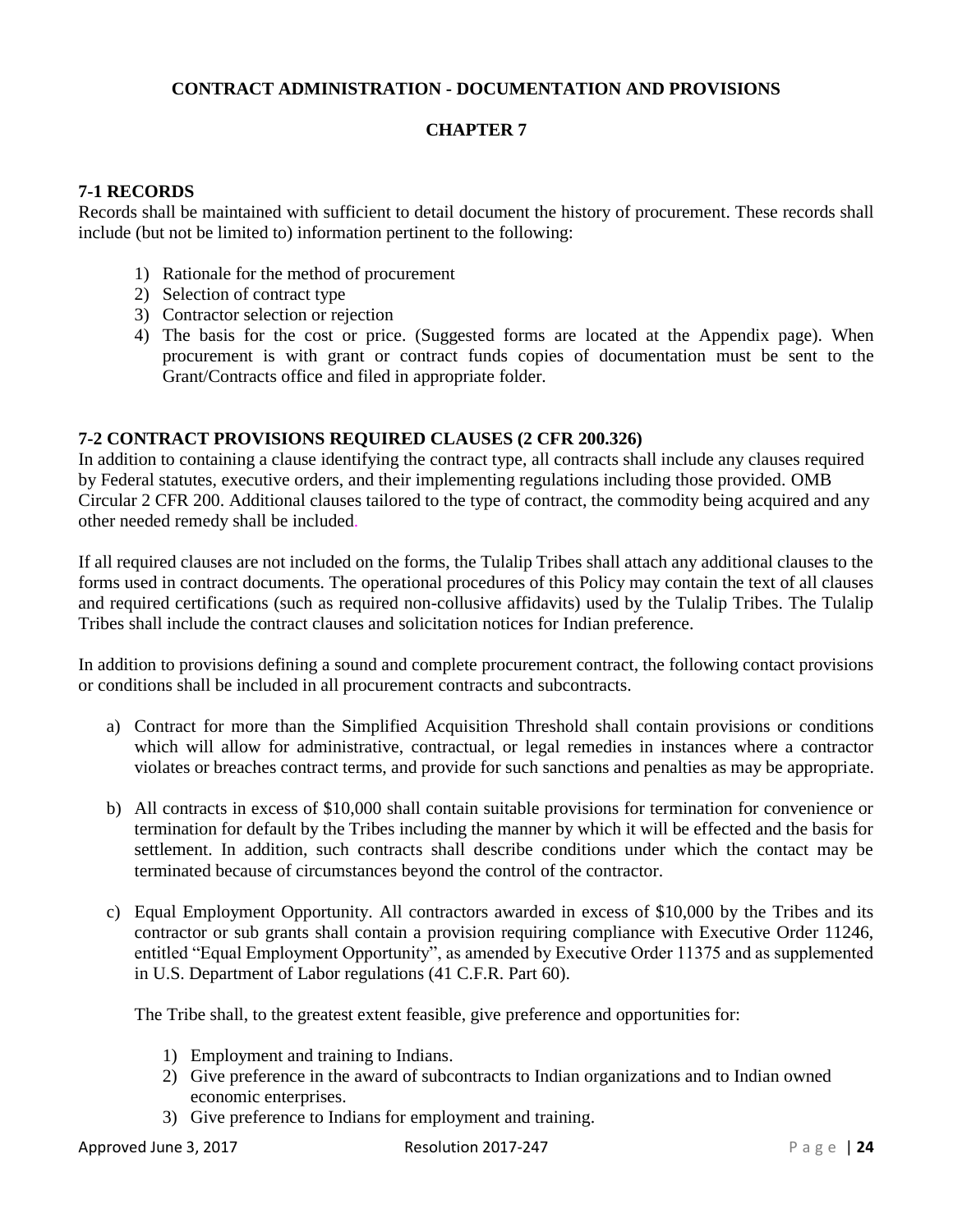**CONTRACT ADMINISTRATION - DOCUMENTATION AND PROVISIONS**

**CHAPTER 7**

## 7-1 RECORDS

Records shall be maintained with sufficient to detail document the history of procurement. These records shall include (but not be limited to) information pertinent to the following:

1) Rationale for the method of procurement
2) Selection of contract type
3) Contractor selection or rejection
4) The basis for the cost or price. (Suggested forms are located at the Appendix page). When procurement is with grant or contract funds copies of documentation must be sent to the Grant/Contracts office and filed in appropriate folder.

## 7-2 CONTRACT PROVISIONS REQUIRED CLAUSES (2 CFR 200.326)

In addition to containing a clause identifying the contract type, all contracts shall include any clauses required by Federal statutes, executive orders, and their implementing regulations including those provided. OMB Circular 2 CFR 200. Additional clauses tailored to the type of contract, the commodity being acquired and any other needed remedy shall be included.

If all required clauses are not included on the forms, the Tulalip Tribes shall attach any additional clauses to the forms used in contract documents. The operational procedures of this Policy may contain the text of all clauses and required certifications (such as required non-collusive affidavits) used by the Tulalip Tribes. The Tulalip Tribes shall include the contract clauses and solicitation notices for Indian preference.

In addition to provisions defining a sound and complete procurement contract, the following contact provisions or conditions shall be included in all procurement contracts and subcontracts.

a) Contract for more than the Simplified Acquisition Threshold shall contain provisions or conditions which will allow for administrative, contractual, or legal remedies in instances where a contractor violates or breaches contract terms, and provide for such sanctions and penalties as may be appropriate.

b) All contracts in excess of $10,000 shall contain suitable provisions for termination for convenience or termination for default by the Tribes including the manner by which it will be effected and the basis for settlement. In addition, such contracts shall describe conditions under which the contact may be terminated because of circumstances beyond the control of the contractor.

c) Equal Employment Opportunity. All contractors awarded in excess of $10,000 by the Tribes and its contractor or sub grants shall contain a provision requiring compliance with Executive Order 11246, entitled "Equal Employment Opportunity", as amended by Executive Order 11375 and as supplemented in U.S. Department of Labor regulations (41 C.F.R. Part 60).

   The Tribe shall, to the greatest extent feasible, give preference and opportunities for:

   1) Employment and training to Indians.
   2) Give preference in the award of subcontracts to Indian organizations and to Indian owned economic enterprises.
   3) Give preference to Indians for employment and training.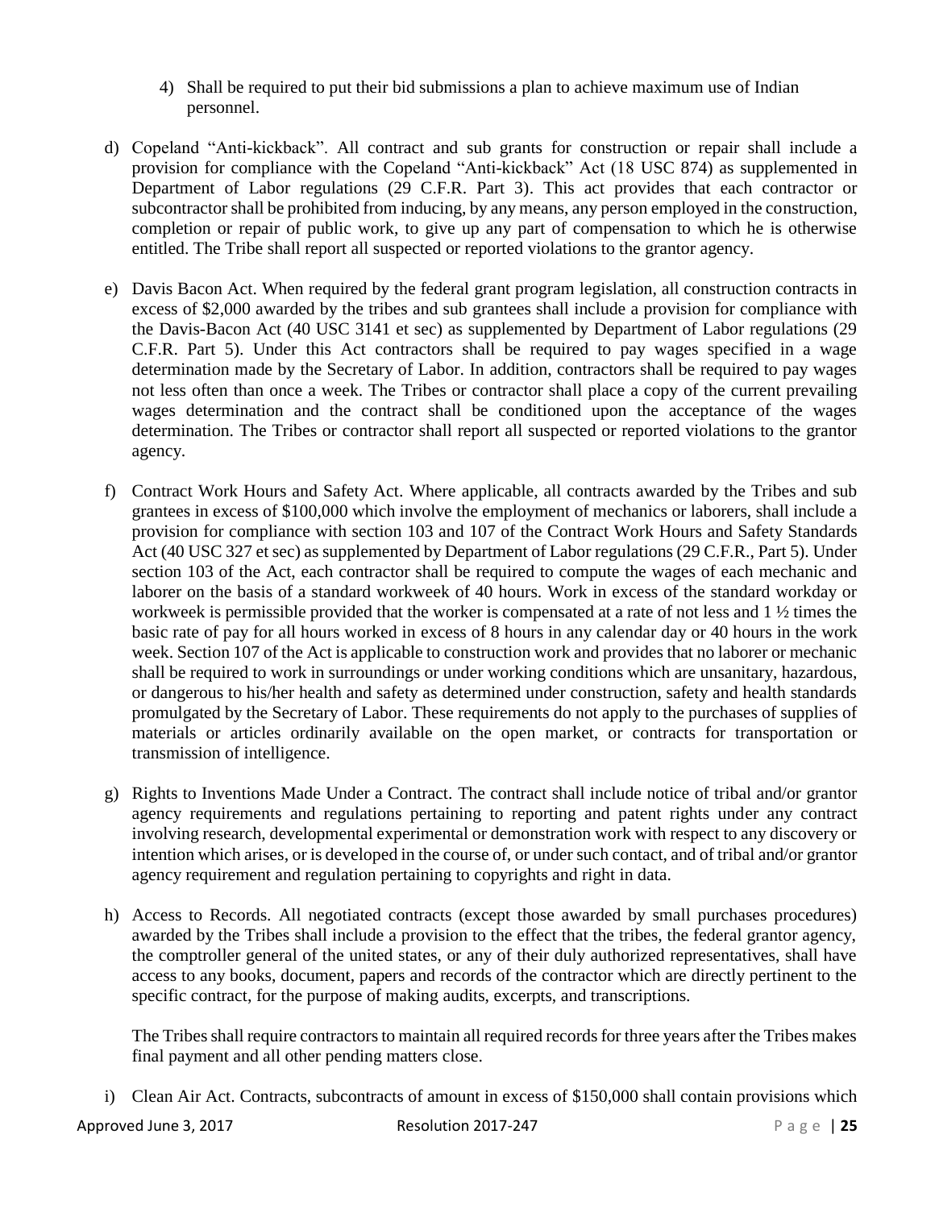4) Shall be required to put their bid submissions a plan to achieve maximum use of Indian personnel.

d) Copeland "Anti-kickback". All contract and sub grants for construction or repair shall include a provision for compliance with the Copeland "Anti-kickback" Act (18 USC 874) as supplemented in Department of Labor regulations (29 C.F.R. Part 3). This act provides that each contractor or subcontractor shall be prohibited from inducing, by any means, any person employed in the construction, completion or repair of public work, to give up any part of compensation to which he is otherwise entitled. The Tribe shall report all suspected or reported violations to the grantor agency.

e) Davis Bacon Act. When required by the federal grant program legislation, all construction contracts in excess of $2,000 awarded by the tribes and sub grantees shall include a provision for compliance with the Davis-Bacon Act (40 USC 3141 et sec) as supplemented by Department of Labor regulations (29 C.F.R. Part 5). Under this Act contractors shall be required to pay wages specified in a wage determination made by the Secretary of Labor. In addition, contractors shall be required to pay wages not less often than once a week. The Tribes or contractor shall place a copy of the current prevailing wages determination and the contract shall be conditioned upon the acceptance of the wages determination. The Tribes or contractor shall report all suspected or reported violations to the grantor agency.

f) Contract Work Hours and Safety Act. Where applicable, all contracts awarded by the Tribes and sub grantees in excess of $100,000 which involve the employment of mechanics or laborers, shall include a provision for compliance with section 103 and 107 of the Contract Work Hours and Safety Standards Act (40 USC 327 et sec) as supplemented by Department of Labor regulations (29 C.F.R., Part 5). Under section 103 of the Act, each contractor shall be required to compute the wages of each mechanic and laborer on the basis of a standard workweek of 40 hours. Work in excess of the standard workday or workweek is permissible provided that the worker is compensated at a rate of not less and 1 ½ times the basic rate of pay for all hours worked in excess of 8 hours in any calendar day or 40 hours in the work week. Section 107 of the Act is applicable to construction work and provides that no laborer or mechanic shall be required to work in surroundings or under working conditions which are unsanitary, hazardous, or dangerous to his/her health and safety as determined under construction, safety and health standards promulgated by the Secretary of Labor. These requirements do not apply to the purchases of supplies of materials or articles ordinarily available on the open market, or contracts for transportation or transmission of intelligence.

g) Rights to Inventions Made Under a Contract. The contract shall include notice of tribal and/or grantor agency requirements and regulations pertaining to reporting and patent rights under any contract involving research, developmental experimental or demonstration work with respect to any discovery or intention which arises, or is developed in the course of, or under such contact, and of tribal and/or grantor agency requirement and regulation pertaining to copyrights and right in data.

h) Access to Records. All negotiated contracts (except those awarded by small purchases procedures) awarded by the Tribes shall include a provision to the effect that the tribes, the federal grantor agency, the comptroller general of the united states, or any of their duly authorized representatives, shall have access to any books, document, papers and records of the contractor which are directly pertinent to the specific contract, for the purpose of making audits, excerpts, and transcriptions.

   The Tribes shall require contractors to maintain all required records for three years after the Tribes makes final payment and all other pending matters close.

i) Clean Air Act. Contracts, subcontracts of amount in excess of $150,000 shall contain provisions which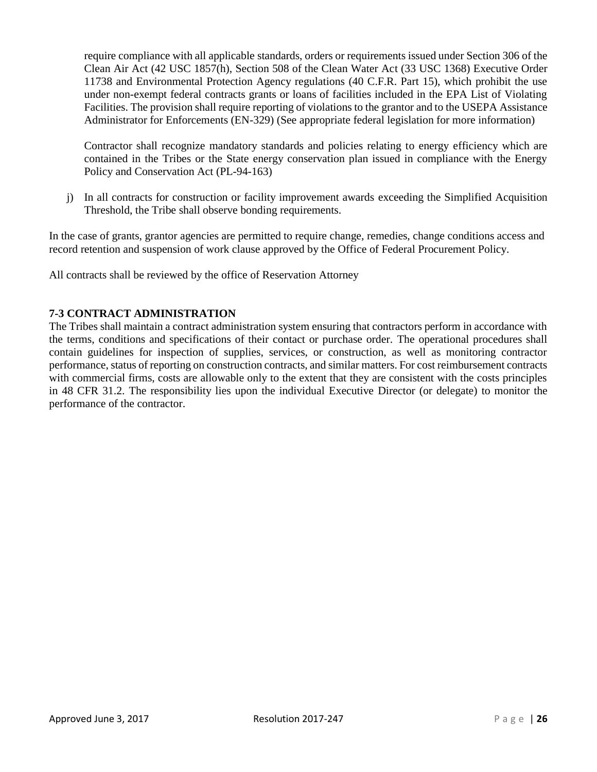require compliance with all applicable standards, orders or requirements issued under Section 306 of the Clean Air Act (42 USC 1857(h), Section 508 of the Clean Water Act (33 USC 1368) Executive Order 11738 and Environmental Protection Agency regulations (40 C.F.R. Part 15), which prohibit the use under non-exempt federal contracts grants or loans of facilities included in the EPA List of Violating Facilities. The provision shall require reporting of violations to the grantor and to the USEPA Assistance Administrator for Enforcements (EN-329) (See appropriate federal legislation for more information)

Contractor shall recognize mandatory standards and policies relating to energy efficiency which are contained in the Tribes or the State energy conservation plan issued in compliance with the Energy Policy and Conservation Act (PL-94-163)

j) In all contracts for construction or facility improvement awards exceeding the Simplified Acquisition Threshold, the Tribe shall observe bonding requirements.

In the case of grants, grantor agencies are permitted to require change, remedies, change conditions access and record retention and suspension of work clause approved by the Office of Federal Procurement Policy.

All contracts shall be reviewed by the office of Reservation Attorney

**7-3 CONTRACT ADMINISTRATION**

The Tribes shall maintain a contract administration system ensuring that contractors perform in accordance with the terms, conditions and specifications of their contact or purchase order. The operational procedures shall contain guidelines for inspection of supplies, services, or construction, as well as monitoring contractor performance, status of reporting on construction contracts, and similar matters. For cost reimbursement contracts with commercial firms, costs are allowable only to the extent that they are consistent with the costs principles in 48 CFR 31.2. The responsibility lies upon the individual Executive Director (or delegate) to monitor the performance of the contractor.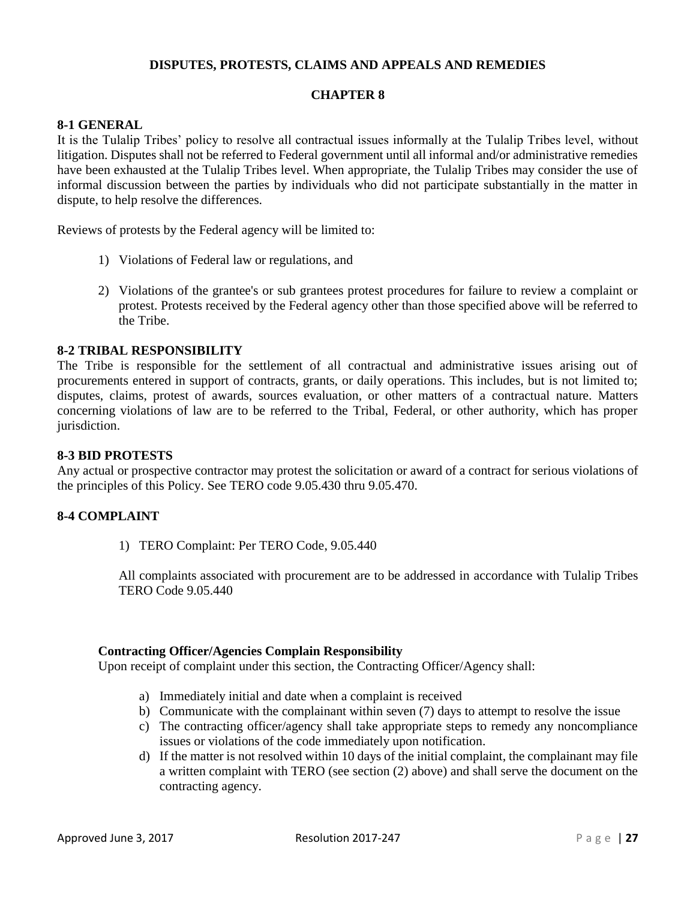## DISPUTES, PROTESTS, CLAIMS AND APPEALS AND REMEDIES

## CHAPTER 8

### 8-1 GENERAL

It is the Tulalip Tribes' policy to resolve all contractual issues informally at the Tulalip Tribes level, without litigation. Disputes shall not be referred to Federal government until all informal and/or administrative remedies have been exhausted at the Tulalip Tribes level. When appropriate, the Tulalip Tribes may consider the use of informal discussion between the parties by individuals who did not participate substantially in the matter in dispute, to help resolve the differences.

Reviews of protests by the Federal agency will be limited to:

1) Violations of Federal law or regulations, and

2) Violations of the grantee's or sub grantees protest procedures for failure to review a complaint or protest. Protests received by the Federal agency other than those specified above will be referred to the Tribe.

### 8-2 TRIBAL RESPONSIBILITY

The Tribe is responsible for the settlement of all contractual and administrative issues arising out of procurements entered in support of contracts, grants, or daily operations. This includes, but is not limited to; disputes, claims, protest of awards, sources evaluation, or other matters of a contractual nature. Matters concerning violations of law are to be referred to the Tribal, Federal, or other authority, which has proper jurisdiction.

### 8-3 BID PROTESTS

Any actual or prospective contractor may protest the solicitation or award of a contract for serious violations of the principles of this Policy. See TERO code 9.05.430 thru 9.05.470.

### 8-4 COMPLAINT

1) TERO Complaint: Per TERO Code, 9.05.440

All complaints associated with procurement are to be addressed in accordance with Tulalip Tribes TERO Code 9.05.440

**Contracting Officer/Agencies Complain Responsibility**

Upon receipt of complaint under this section, the Contracting Officer/Agency shall:

a) Immediately initial and date when a complaint is received
b) Communicate with the complainant within seven (7) days to attempt to resolve the issue
c) The contracting officer/agency shall take appropriate steps to remedy any noncompliance issues or violations of the code immediately upon notification.
d) If the matter is not resolved within 10 days of the initial complaint, the complainant may file a written complaint with TERO (see section (2) above) and shall serve the document on the contracting agency.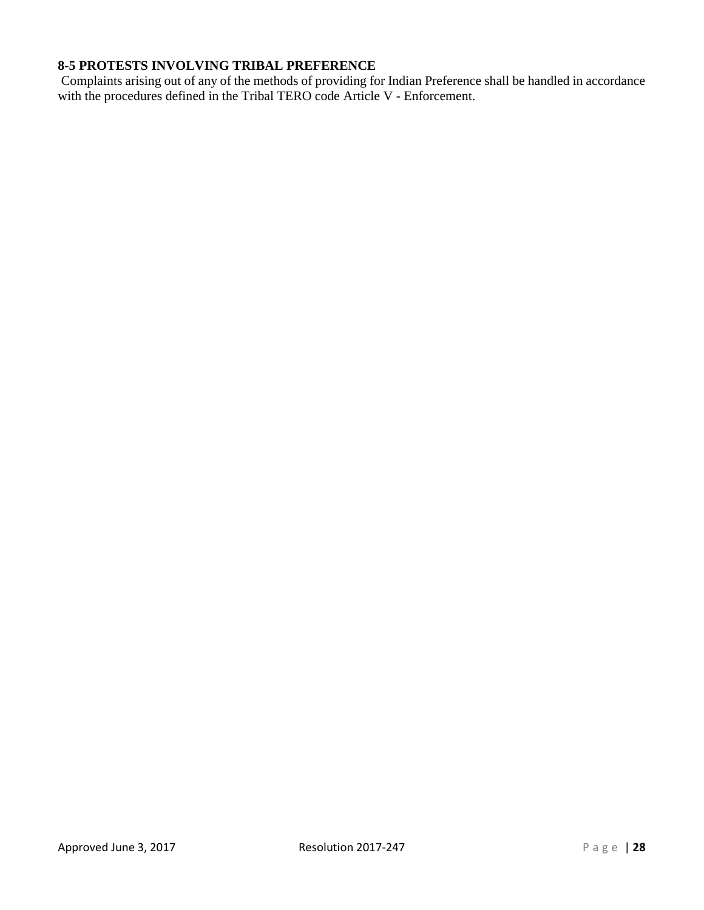**8-5 PROTESTS INVOLVING TRIBAL PREFERENCE**

Complaints arising out of any of the methods of providing for Indian Preference shall be handled in accordance with the procedures defined in the Tribal TERO code Article V - Enforcement.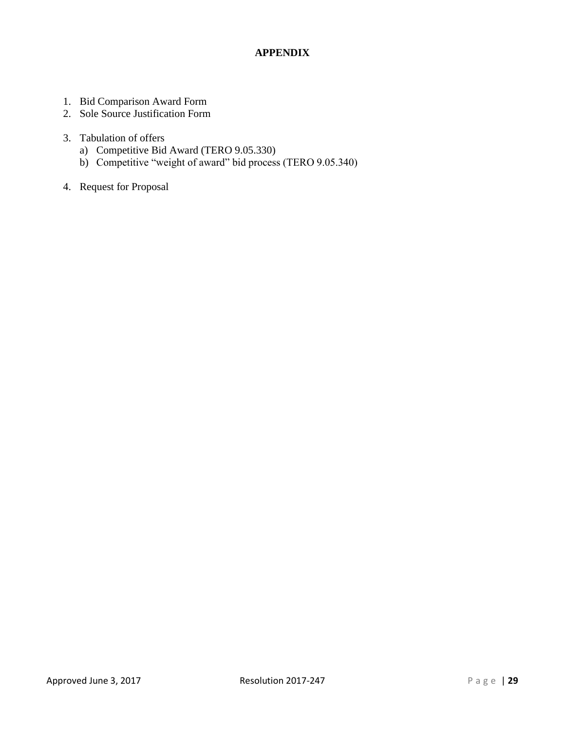# APPENDIX

1. Bid Comparison Award Form
2. Sole Source Justification Form
3. Tabulation of offers
   a) Competitive Bid Award (TERO 9.05.330)
   b) Competitive "weight of award" bid process (TERO 9.05.340)
4. Request for Proposal